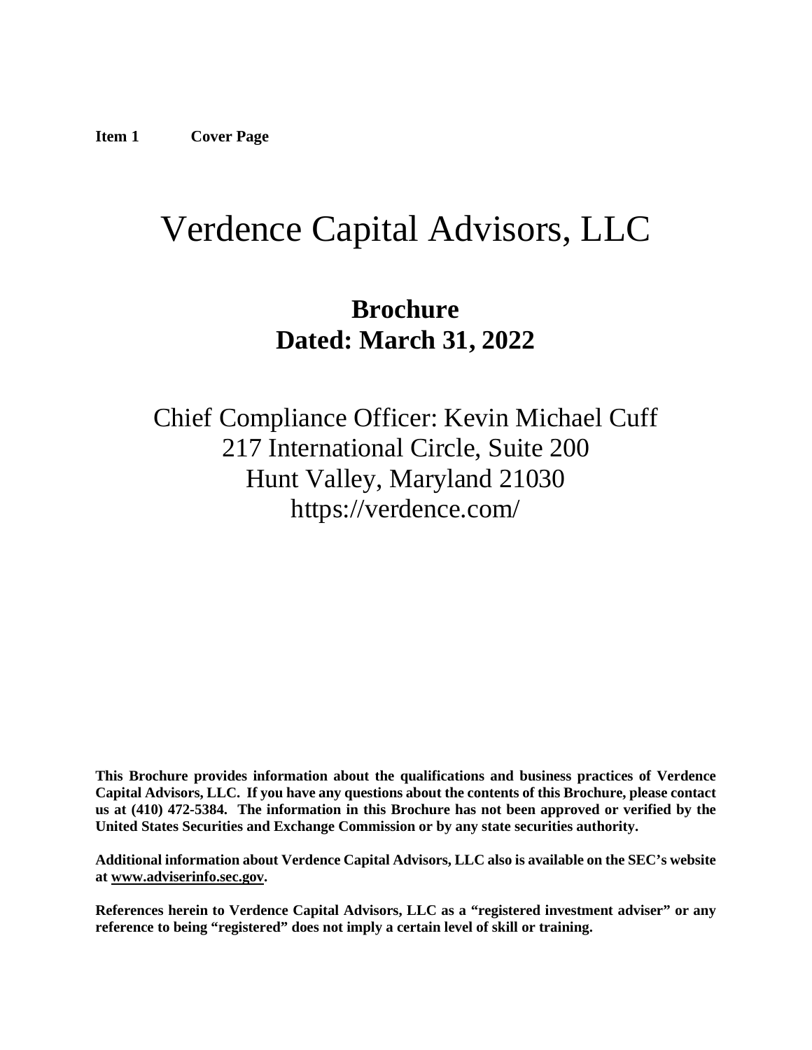**Item 1 Cover Page**

# Verdence Capital Advisors, LLC

## Brochure
## Dated: March 31, 2022

Chief Compliance Officer: Kevin Michael Cuff
217 International Circle, Suite 200
Hunt Valley, Maryland 21030
https://verdence.com/

**This Brochure provides information about the qualifications and business practices of Verdence Capital Advisors, LLC. If you have any questions about the contents of this Brochure, please contact us at (410) 472-5384. The information in this Brochure has not been approved or verified by the United States Securities and Exchange Commission or by any state securities authority.**

**Additional information about Verdence Capital Advisors, LLC also is available on the SEC's website at www.adviserinfo.sec.gov.**

**References herein to Verdence Capital Advisors, LLC as a "registered investment adviser" or any reference to being "registered" does not imply a certain level of skill or training.**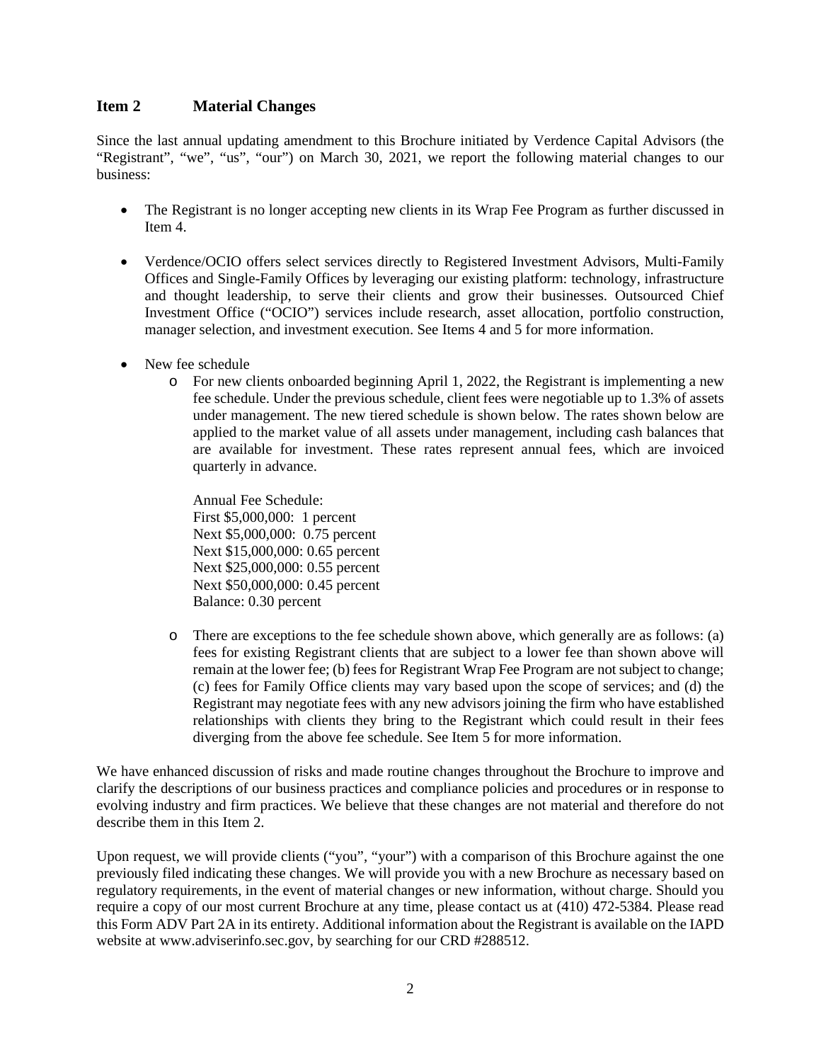## Item 2 Material Changes

Since the last annual updating amendment to this Brochure initiated by Verdence Capital Advisors (the "Registrant", "we", "us", "our") on March 30, 2021, we report the following material changes to our business:

- The Registrant is no longer accepting new clients in its Wrap Fee Program as further discussed in Item 4.

- Verdence/OCIO offers select services directly to Registered Investment Advisors, Multi-Family Offices and Single-Family Offices by leveraging our existing platform: technology, infrastructure and thought leadership, to serve their clients and grow their businesses. Outsourced Chief Investment Office ("OCIO") services include research, asset allocation, portfolio construction, manager selection, and investment execution. See Items 4 and 5 for more information.

- New fee schedule
  - For new clients onboarded beginning April 1, 2022, the Registrant is implementing a new fee schedule. Under the previous schedule, client fees were negotiable up to 1.3% of assets under management. The new tiered schedule is shown below. The rates shown below are applied to the market value of all assets under management, including cash balances that are available for investment. These rates represent annual fees, which are invoiced quarterly in advance.

    Annual Fee Schedule:
    First $5,000,000: 1 percent
    Next $5,000,000: 0.75 percent
    Next $15,000,000: 0.65 percent
    Next $25,000,000: 0.55 percent
    Next $50,000,000: 0.45 percent
    Balance: 0.30 percent

  - There are exceptions to the fee schedule shown above, which generally are as follows: (a) fees for existing Registrant clients that are subject to a lower fee than shown above will remain at the lower fee; (b) fees for Registrant Wrap Fee Program are not subject to change; (c) fees for Family Office clients may vary based upon the scope of services; and (d) the Registrant may negotiate fees with any new advisors joining the firm who have established relationships with clients they bring to the Registrant which could result in their fees diverging from the above fee schedule. See Item 5 for more information.

We have enhanced discussion of risks and made routine changes throughout the Brochure to improve and clarify the descriptions of our business practices and compliance policies and procedures or in response to evolving industry and firm practices. We believe that these changes are not material and therefore do not describe them in this Item 2.

Upon request, we will provide clients ("you", "your") with a comparison of this Brochure against the one previously filed indicating these changes. We will provide you with a new Brochure as necessary based on regulatory requirements, in the event of material changes or new information, without charge. Should you require a copy of our most current Brochure at any time, please contact us at (410) 472-5384. Please read this Form ADV Part 2A in its entirety. Additional information about the Registrant is available on the IAPD website at www.adviserinfo.sec.gov, by searching for our CRD #288512.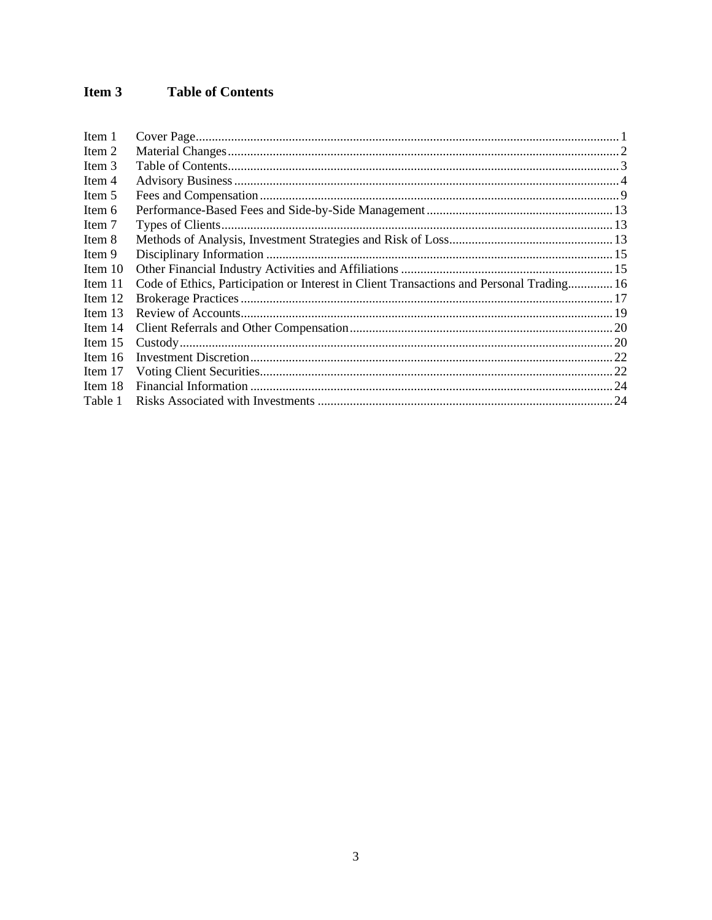## Item 3 Table of Contents

| | | |
|---|---|---|
| Item 1 | Cover Page | 1 |
| Item 2 | Material Changes | 2 |
| Item 3 | Table of Contents | 3 |
| Item 4 | Advisory Business | 4 |
| Item 5 | Fees and Compensation | 9 |
| Item 6 | Performance-Based Fees and Side-by-Side Management | 13 |
| Item 7 | Types of Clients | 13 |
| Item 8 | Methods of Analysis, Investment Strategies and Risk of Loss | 13 |
| Item 9 | Disciplinary Information | 15 |
| Item 10 | Other Financial Industry Activities and Affiliations | 15 |
| Item 11 | Code of Ethics, Participation or Interest in Client Transactions and Personal Trading | 16 |
| Item 12 | Brokerage Practices | 17 |
| Item 13 | Review of Accounts | 19 |
| Item 14 | Client Referrals and Other Compensation | 20 |
| Item 15 | Custody | 20 |
| Item 16 | Investment Discretion | 22 |
| Item 17 | Voting Client Securities | 22 |
| Item 18 | Financial Information | 24 |
| Table 1 | Risks Associated with Investments | 24 |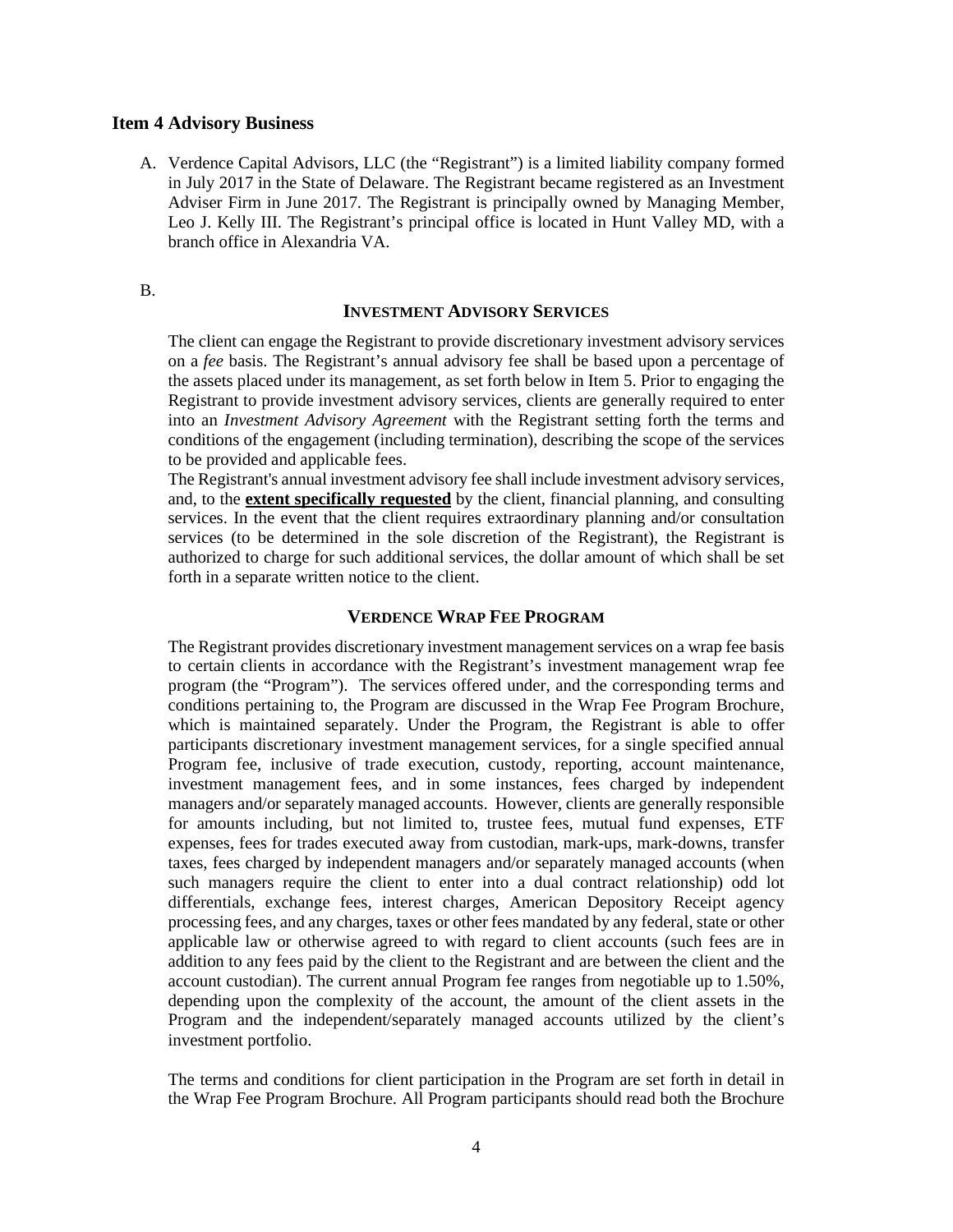## Item 4 Advisory Business

A. Verdence Capital Advisors, LLC (the "Registrant") is a limited liability company formed in July 2017 in the State of Delaware. The Registrant became registered as an Investment Adviser Firm in June 2017. The Registrant is principally owned by Managing Member, Leo J. Kelly III. The Registrant's principal office is located in Hunt Valley MD, with a branch office in Alexandria VA.

B.

### INVESTMENT ADVISORY SERVICES

The client can engage the Registrant to provide discretionary investment advisory services on a *fee* basis. The Registrant's annual advisory fee shall be based upon a percentage of the assets placed under its management, as set forth below in Item 5. Prior to engaging the Registrant to provide investment advisory services, clients are generally required to enter into an *Investment Advisory Agreement* with the Registrant setting forth the terms and conditions of the engagement (including termination), describing the scope of the services to be provided and applicable fees.

The Registrant's annual investment advisory fee shall include investment advisory services, and, to the **extent specifically requested** by the client, financial planning, and consulting services. In the event that the client requires extraordinary planning and/or consultation services (to be determined in the sole discretion of the Registrant), the Registrant is authorized to charge for such additional services, the dollar amount of which shall be set forth in a separate written notice to the client.

### VERDENCE WRAP FEE PROGRAM

The Registrant provides discretionary investment management services on a wrap fee basis to certain clients in accordance with the Registrant's investment management wrap fee program (the "Program"). The services offered under, and the corresponding terms and conditions pertaining to, the Program are discussed in the Wrap Fee Program Brochure, which is maintained separately. Under the Program, the Registrant is able to offer participants discretionary investment management services, for a single specified annual Program fee, inclusive of trade execution, custody, reporting, account maintenance, investment management fees, and in some instances, fees charged by independent managers and/or separately managed accounts. However, clients are generally responsible for amounts including, but not limited to, trustee fees, mutual fund expenses, ETF expenses, fees for trades executed away from custodian, mark-ups, mark-downs, transfer taxes, fees charged by independent managers and/or separately managed accounts (when such managers require the client to enter into a dual contract relationship) odd lot differentials, exchange fees, interest charges, American Depository Receipt agency processing fees, and any charges, taxes or other fees mandated by any federal, state or other applicable law or otherwise agreed to with regard to client accounts (such fees are in addition to any fees paid by the client to the Registrant and are between the client and the account custodian). The current annual Program fee ranges from negotiable up to 1.50%, depending upon the complexity of the account, the amount of the client assets in the Program and the independent/separately managed accounts utilized by the client's investment portfolio.

The terms and conditions for client participation in the Program are set forth in detail in the Wrap Fee Program Brochure. All Program participants should read both the Brochure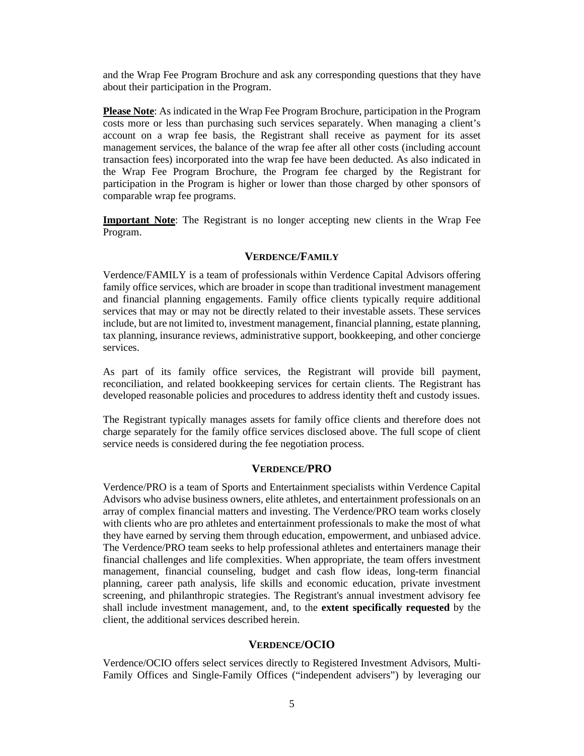and the Wrap Fee Program Brochure and ask any corresponding questions that they have about their participation in the Program.

**Please Note**: As indicated in the Wrap Fee Program Brochure, participation in the Program costs more or less than purchasing such services separately. When managing a client's account on a wrap fee basis, the Registrant shall receive as payment for its asset management services, the balance of the wrap fee after all other costs (including account transaction fees) incorporated into the wrap fee have been deducted. As also indicated in the Wrap Fee Program Brochure, the Program fee charged by the Registrant for participation in the Program is higher or lower than those charged by other sponsors of comparable wrap fee programs.

**Important Note**: The Registrant is no longer accepting new clients in the Wrap Fee Program.

### VERDENCE/FAMILY

Verdence/FAMILY is a team of professionals within Verdence Capital Advisors offering family office services, which are broader in scope than traditional investment management and financial planning engagements. Family office clients typically require additional services that may or may not be directly related to their investable assets. These services include, but are not limited to, investment management, financial planning, estate planning, tax planning, insurance reviews, administrative support, bookkeeping, and other concierge services.

As part of its family office services, the Registrant will provide bill payment, reconciliation, and related bookkeeping services for certain clients. The Registrant has developed reasonable policies and procedures to address identity theft and custody issues.

The Registrant typically manages assets for family office clients and therefore does not charge separately for the family office services disclosed above. The full scope of client service needs is considered during the fee negotiation process.

### VERDENCE/PRO

Verdence/PRO is a team of Sports and Entertainment specialists within Verdence Capital Advisors who advise business owners, elite athletes, and entertainment professionals on an array of complex financial matters and investing. The Verdence/PRO team works closely with clients who are pro athletes and entertainment professionals to make the most of what they have earned by serving them through education, empowerment, and unbiased advice. The Verdence/PRO team seeks to help professional athletes and entertainers manage their financial challenges and life complexities. When appropriate, the team offers investment management, financial counseling, budget and cash flow ideas, long-term financial planning, career path analysis, life skills and economic education, private investment screening, and philanthropic strategies. The Registrant's annual investment advisory fee shall include investment management, and, to the **extent specifically requested** by the client, the additional services described herein.

### VERDENCE/OCIO

Verdence/OCIO offers select services directly to Registered Investment Advisors, Multi-Family Offices and Single-Family Offices ("independent advisers") by leveraging our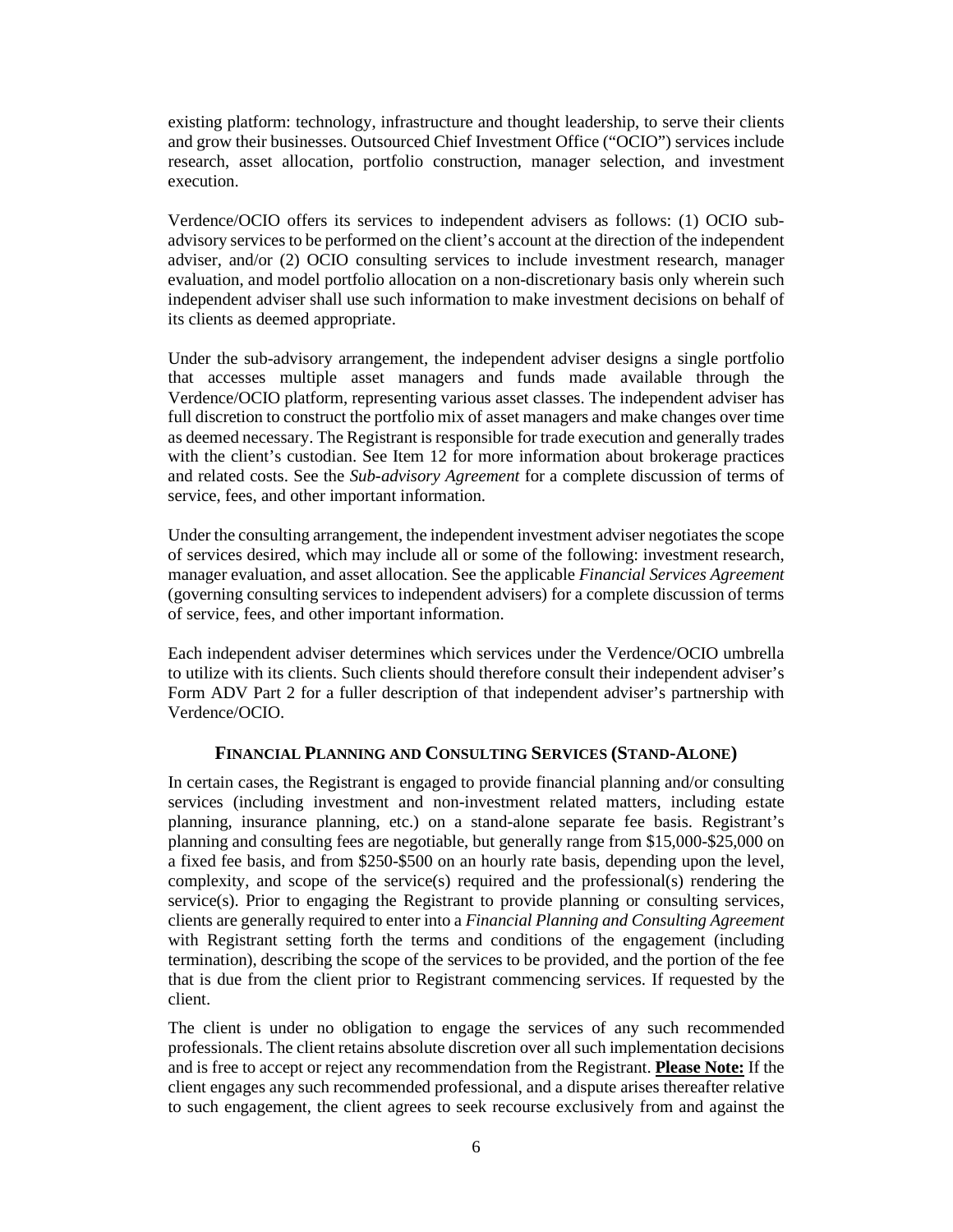existing platform: technology, infrastructure and thought leadership, to serve their clients and grow their businesses. Outsourced Chief Investment Office ("OCIO") services include research, asset allocation, portfolio construction, manager selection, and investment execution.

Verdence/OCIO offers its services to independent advisers as follows: (1) OCIO sub-advisory services to be performed on the client's account at the direction of the independent adviser, and/or (2) OCIO consulting services to include investment research, manager evaluation, and model portfolio allocation on a non-discretionary basis only wherein such independent adviser shall use such information to make investment decisions on behalf of its clients as deemed appropriate.

Under the sub-advisory arrangement, the independent adviser designs a single portfolio that accesses multiple asset managers and funds made available through the Verdence/OCIO platform, representing various asset classes. The independent adviser has full discretion to construct the portfolio mix of asset managers and make changes over time as deemed necessary. The Registrant is responsible for trade execution and generally trades with the client's custodian. See Item 12 for more information about brokerage practices and related costs. See the *Sub-advisory Agreement* for a complete discussion of terms of service, fees, and other important information.

Under the consulting arrangement, the independent investment adviser negotiates the scope of services desired, which may include all or some of the following: investment research, manager evaluation, and asset allocation. See the applicable *Financial Services Agreement* (governing consulting services to independent advisers) for a complete discussion of terms of service, fees, and other important information.

Each independent adviser determines which services under the Verdence/OCIO umbrella to utilize with its clients. Such clients should therefore consult their independent adviser's Form ADV Part 2 for a fuller description of that independent adviser's partnership with Verdence/OCIO.

### FINANCIAL PLANNING AND CONSULTING SERVICES (STAND-ALONE)

In certain cases, the Registrant is engaged to provide financial planning and/or consulting services (including investment and non-investment related matters, including estate planning, insurance planning, etc.) on a stand-alone separate fee basis. Registrant's planning and consulting fees are negotiable, but generally range from $15,000-$25,000 on a fixed fee basis, and from $250-$500 on an hourly rate basis, depending upon the level, complexity, and scope of the service(s) required and the professional(s) rendering the service(s). Prior to engaging the Registrant to provide planning or consulting services, clients are generally required to enter into a *Financial Planning and Consulting Agreement* with Registrant setting forth the terms and conditions of the engagement (including termination), describing the scope of the services to be provided, and the portion of the fee that is due from the client prior to Registrant commencing services. If requested by the client.

The client is under no obligation to engage the services of any such recommended professionals. The client retains absolute discretion over all such implementation decisions and is free to accept or reject any recommendation from the Registrant. **Please Note:** If the client engages any such recommended professional, and a dispute arises thereafter relative to such engagement, the client agrees to seek recourse exclusively from and against the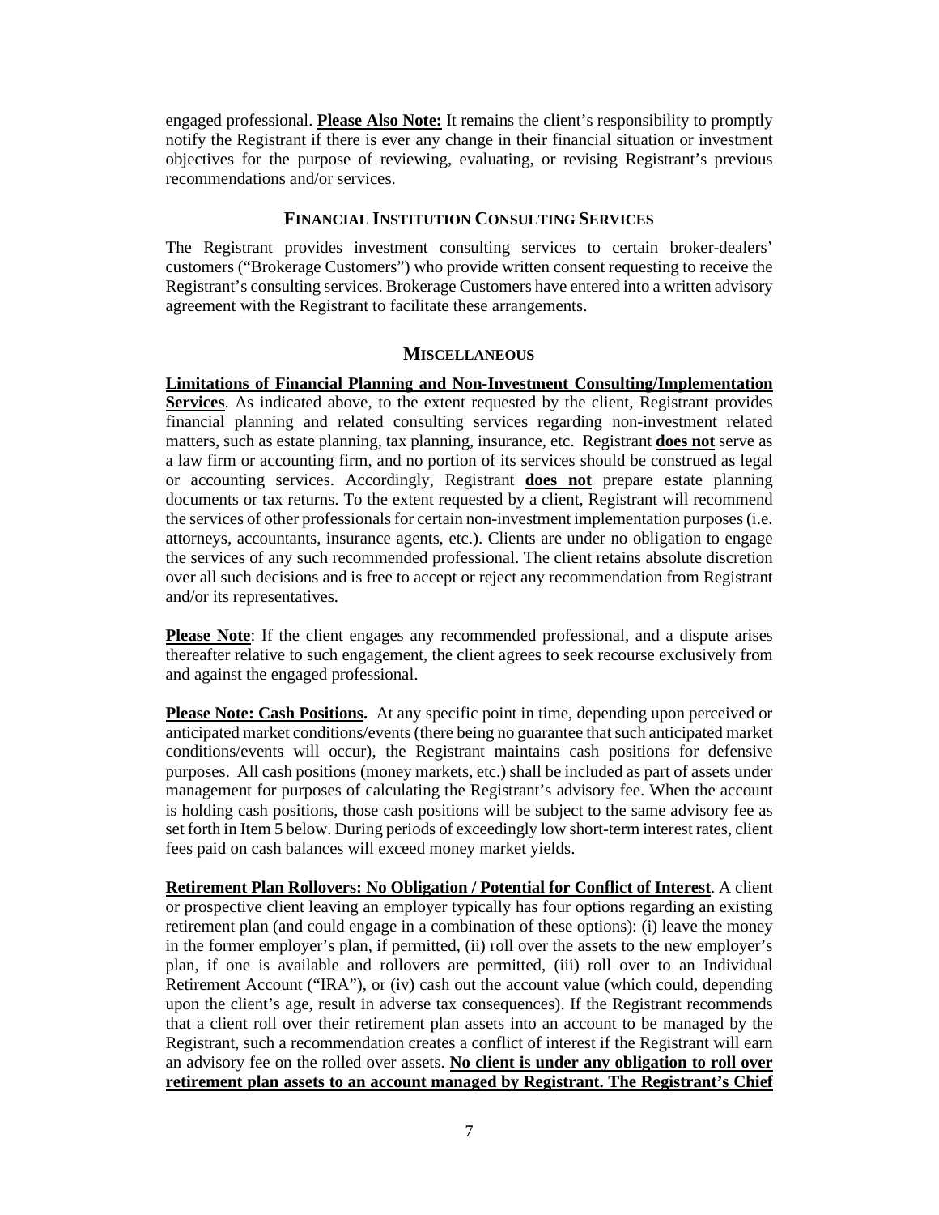engaged professional. **Please Also Note:** It remains the client's responsibility to promptly notify the Registrant if there is ever any change in their financial situation or investment objectives for the purpose of reviewing, evaluating, or revising Registrant's previous recommendations and/or services.

### FINANCIAL INSTITUTION CONSULTING SERVICES

The Registrant provides investment consulting services to certain broker-dealers' customers ("Brokerage Customers") who provide written consent requesting to receive the Registrant's consulting services. Brokerage Customers have entered into a written advisory agreement with the Registrant to facilitate these arrangements.

### MISCELLANEOUS

**Limitations of Financial Planning and Non-Investment Consulting/Implementation Services**. As indicated above, to the extent requested by the client, Registrant provides financial planning and related consulting services regarding non-investment related matters, such as estate planning, tax planning, insurance, etc. Registrant **does not** serve as a law firm or accounting firm, and no portion of its services should be construed as legal or accounting services. Accordingly, Registrant **does not** prepare estate planning documents or tax returns. To the extent requested by a client, Registrant will recommend the services of other professionals for certain non-investment implementation purposes (i.e. attorneys, accountants, insurance agents, etc.). Clients are under no obligation to engage the services of any such recommended professional. The client retains absolute discretion over all such decisions and is free to accept or reject any recommendation from Registrant and/or its representatives.

**Please Note**: If the client engages any recommended professional, and a dispute arises thereafter relative to such engagement, the client agrees to seek recourse exclusively from and against the engaged professional.

**Please Note: Cash Positions.** At any specific point in time, depending upon perceived or anticipated market conditions/events (there being no guarantee that such anticipated market conditions/events will occur), the Registrant maintains cash positions for defensive purposes. All cash positions (money markets, etc.) shall be included as part of assets under management for purposes of calculating the Registrant's advisory fee. When the account is holding cash positions, those cash positions will be subject to the same advisory fee as set forth in Item 5 below. During periods of exceedingly low short-term interest rates, client fees paid on cash balances will exceed money market yields.

**Retirement Plan Rollovers: No Obligation / Potential for Conflict of Interest**. A client or prospective client leaving an employer typically has four options regarding an existing retirement plan (and could engage in a combination of these options): (i) leave the money in the former employer's plan, if permitted, (ii) roll over the assets to the new employer's plan, if one is available and rollovers are permitted, (iii) roll over to an Individual Retirement Account ("IRA"), or (iv) cash out the account value (which could, depending upon the client's age, result in adverse tax consequences). If the Registrant recommends that a client roll over their retirement plan assets into an account to be managed by the Registrant, such a recommendation creates a conflict of interest if the Registrant will earn an advisory fee on the rolled over assets. **No client is under any obligation to roll over retirement plan assets to an account managed by Registrant. The Registrant's Chief**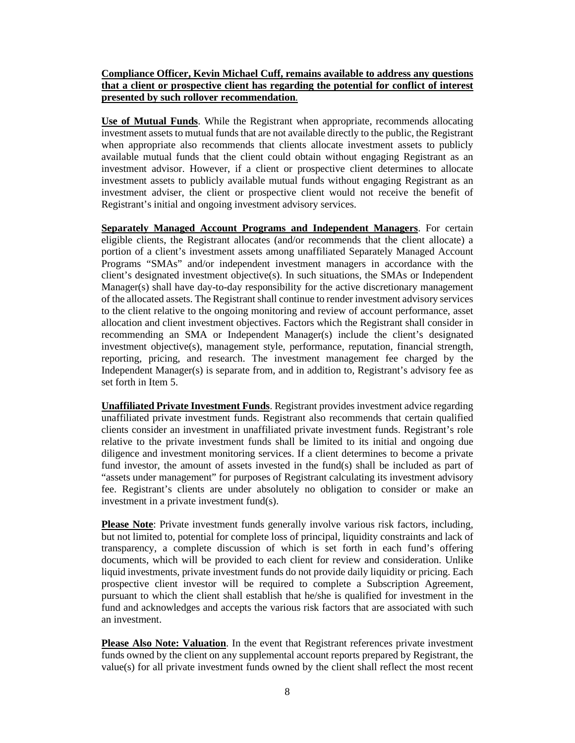**Compliance Officer, Kevin Michael Cuff, remains available to address any questions that a client or prospective client has regarding the potential for conflict of interest presented by such rollover recommendation.**

**Use of Mutual Funds**. While the Registrant when appropriate, recommends allocating investment assets to mutual funds that are not available directly to the public, the Registrant when appropriate also recommends that clients allocate investment assets to publicly available mutual funds that the client could obtain without engaging Registrant as an investment advisor. However, if a client or prospective client determines to allocate investment assets to publicly available mutual funds without engaging Registrant as an investment adviser, the client or prospective client would not receive the benefit of Registrant's initial and ongoing investment advisory services.

**Separately Managed Account Programs and Independent Managers**. For certain eligible clients, the Registrant allocates (and/or recommends that the client allocate) a portion of a client's investment assets among unaffiliated Separately Managed Account Programs "SMAs" and/or independent investment managers in accordance with the client's designated investment objective(s). In such situations, the SMAs or Independent Manager(s) shall have day-to-day responsibility for the active discretionary management of the allocated assets. The Registrant shall continue to render investment advisory services to the client relative to the ongoing monitoring and review of account performance, asset allocation and client investment objectives. Factors which the Registrant shall consider in recommending an SMA or Independent Manager(s) include the client's designated investment objective(s), management style, performance, reputation, financial strength, reporting, pricing, and research. The investment management fee charged by the Independent Manager(s) is separate from, and in addition to, Registrant's advisory fee as set forth in Item 5.

**Unaffiliated Private Investment Funds**. Registrant provides investment advice regarding unaffiliated private investment funds. Registrant also recommends that certain qualified clients consider an investment in unaffiliated private investment funds. Registrant's role relative to the private investment funds shall be limited to its initial and ongoing due diligence and investment monitoring services. If a client determines to become a private fund investor, the amount of assets invested in the fund(s) shall be included as part of "assets under management" for purposes of Registrant calculating its investment advisory fee. Registrant's clients are under absolutely no obligation to consider or make an investment in a private investment fund(s).

**Please Note**: Private investment funds generally involve various risk factors, including, but not limited to, potential for complete loss of principal, liquidity constraints and lack of transparency, a complete discussion of which is set forth in each fund's offering documents, which will be provided to each client for review and consideration. Unlike liquid investments, private investment funds do not provide daily liquidity or pricing. Each prospective client investor will be required to complete a Subscription Agreement, pursuant to which the client shall establish that he/she is qualified for investment in the fund and acknowledges and accepts the various risk factors that are associated with such an investment.

**Please Also Note: Valuation**. In the event that Registrant references private investment funds owned by the client on any supplemental account reports prepared by Registrant, the value(s) for all private investment funds owned by the client shall reflect the most recent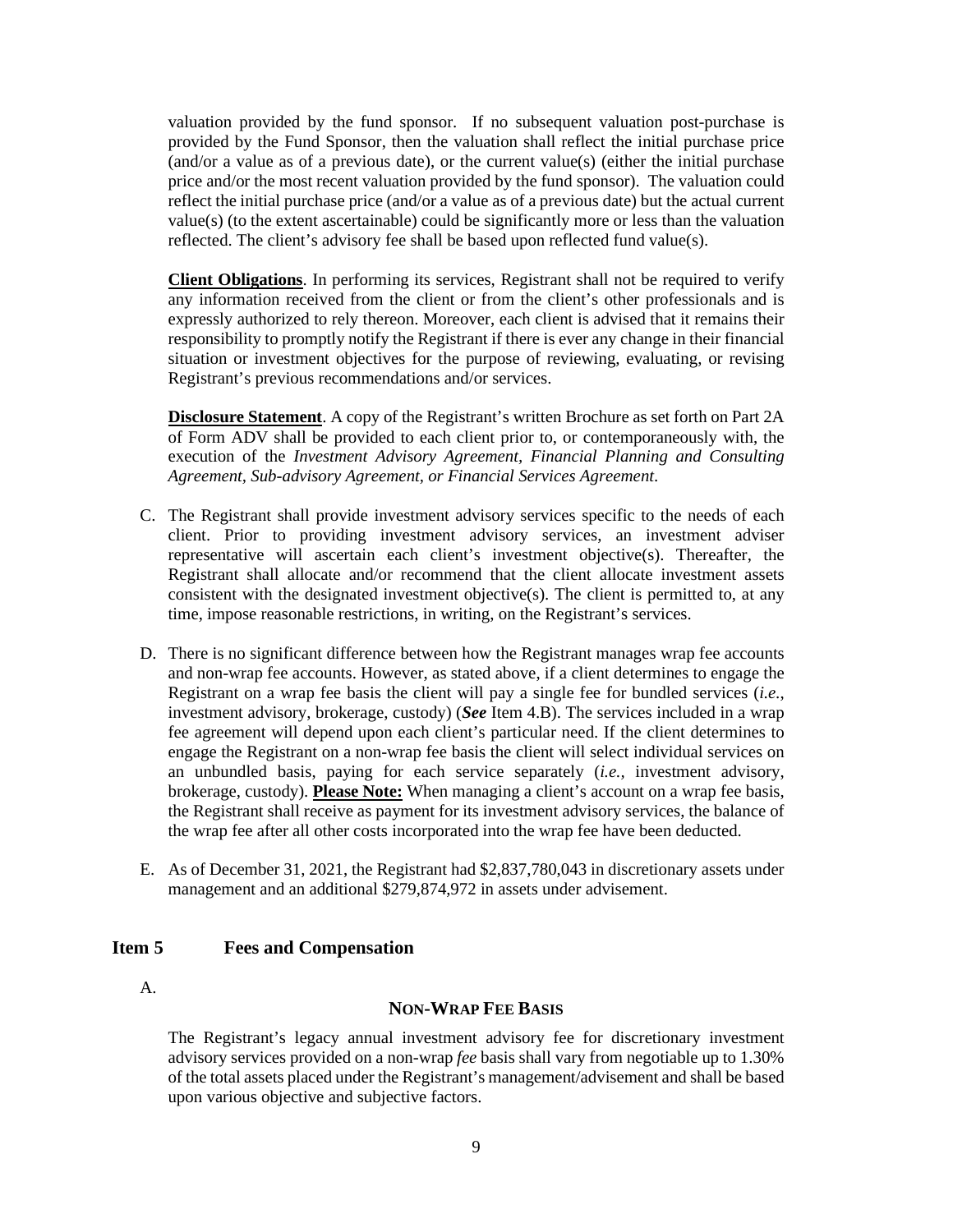valuation provided by the fund sponsor. If no subsequent valuation post-purchase is provided by the Fund Sponsor, then the valuation shall reflect the initial purchase price (and/or a value as of a previous date), or the current value(s) (either the initial purchase price and/or the most recent valuation provided by the fund sponsor). The valuation could reflect the initial purchase price (and/or a value as of a previous date) but the actual current value(s) (to the extent ascertainable) could be significantly more or less than the valuation reflected. The client's advisory fee shall be based upon reflected fund value(s).

**Client Obligations**. In performing its services, Registrant shall not be required to verify any information received from the client or from the client's other professionals and is expressly authorized to rely thereon. Moreover, each client is advised that it remains their responsibility to promptly notify the Registrant if there is ever any change in their financial situation or investment objectives for the purpose of reviewing, evaluating, or revising Registrant's previous recommendations and/or services.

**Disclosure Statement**. A copy of the Registrant's written Brochure as set forth on Part 2A of Form ADV shall be provided to each client prior to, or contemporaneously with, the execution of the *Investment Advisory Agreement, Financial Planning and Consulting Agreement, Sub-advisory Agreement, or Financial Services Agreement.*

C. The Registrant shall provide investment advisory services specific to the needs of each client. Prior to providing investment advisory services, an investment adviser representative will ascertain each client's investment objective(s). Thereafter, the Registrant shall allocate and/or recommend that the client allocate investment assets consistent with the designated investment objective(s). The client is permitted to, at any time, impose reasonable restrictions, in writing, on the Registrant's services.

D. There is no significant difference between how the Registrant manages wrap fee accounts and non-wrap fee accounts. However, as stated above, if a client determines to engage the Registrant on a wrap fee basis the client will pay a single fee for bundled services (*i.e.*, investment advisory, brokerage, custody) (***See*** Item 4.B). The services included in a wrap fee agreement will depend upon each client's particular need. If the client determines to engage the Registrant on a non-wrap fee basis the client will select individual services on an unbundled basis, paying for each service separately (*i.e.,* investment advisory, brokerage, custody). **Please Note:** When managing a client's account on a wrap fee basis, the Registrant shall receive as payment for its investment advisory services, the balance of the wrap fee after all other costs incorporated into the wrap fee have been deducted.

E. As of December 31, 2021, the Registrant had $2,837,780,043 in discretionary assets under management and an additional $279,874,972 in assets under advisement.

## Item 5 Fees and Compensation

A.

**NON-WRAP FEE BASIS**

The Registrant's legacy annual investment advisory fee for discretionary investment advisory services provided on a non-wrap *fee* basis shall vary from negotiable up to 1.30% of the total assets placed under the Registrant's management/advisement and shall be based upon various objective and subjective factors.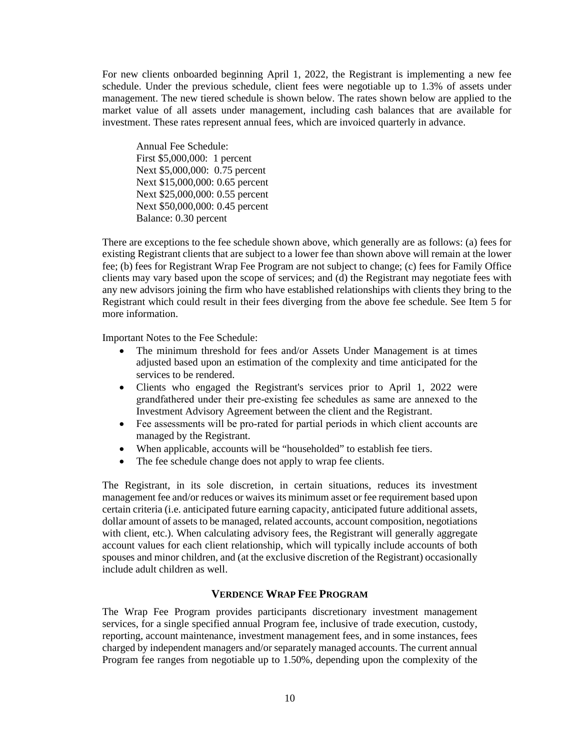For new clients onboarded beginning April 1, 2022, the Registrant is implementing a new fee schedule. Under the previous schedule, client fees were negotiable up to 1.3% of assets under management. The new tiered schedule is shown below. The rates shown below are applied to the market value of all assets under management, including cash balances that are available for investment. These rates represent annual fees, which are invoiced quarterly in advance.

Annual Fee Schedule:
First $5,000,000: 1 percent
Next $5,000,000: 0.75 percent
Next $15,000,000: 0.65 percent
Next $25,000,000: 0.55 percent
Next $50,000,000: 0.45 percent
Balance: 0.30 percent

There are exceptions to the fee schedule shown above, which generally are as follows: (a) fees for existing Registrant clients that are subject to a lower fee than shown above will remain at the lower fee; (b) fees for Registrant Wrap Fee Program are not subject to change; (c) fees for Family Office clients may vary based upon the scope of services; and (d) the Registrant may negotiate fees with any new advisors joining the firm who have established relationships with clients they bring to the Registrant which could result in their fees diverging from the above fee schedule. See Item 5 for more information.

Important Notes to the Fee Schedule:

- The minimum threshold for fees and/or Assets Under Management is at times adjusted based upon an estimation of the complexity and time anticipated for the services to be rendered.
- Clients who engaged the Registrant's services prior to April 1, 2022 were grandfathered under their pre-existing fee schedules as same are annexed to the Investment Advisory Agreement between the client and the Registrant.
- Fee assessments will be pro-rated for partial periods in which client accounts are managed by the Registrant.
- When applicable, accounts will be "householded" to establish fee tiers.
- The fee schedule change does not apply to wrap fee clients.

The Registrant, in its sole discretion, in certain situations, reduces its investment management fee and/or reduces or waives its minimum asset or fee requirement based upon certain criteria (i.e. anticipated future earning capacity, anticipated future additional assets, dollar amount of assets to be managed, related accounts, account composition, negotiations with client, etc.). When calculating advisory fees, the Registrant will generally aggregate account values for each client relationship, which will typically include accounts of both spouses and minor children, and (at the exclusive discretion of the Registrant) occasionally include adult children as well.

### VERDENCE WRAP FEE PROGRAM

The Wrap Fee Program provides participants discretionary investment management services, for a single specified annual Program fee, inclusive of trade execution, custody, reporting, account maintenance, investment management fees, and in some instances, fees charged by independent managers and/or separately managed accounts. The current annual Program fee ranges from negotiable up to 1.50%, depending upon the complexity of the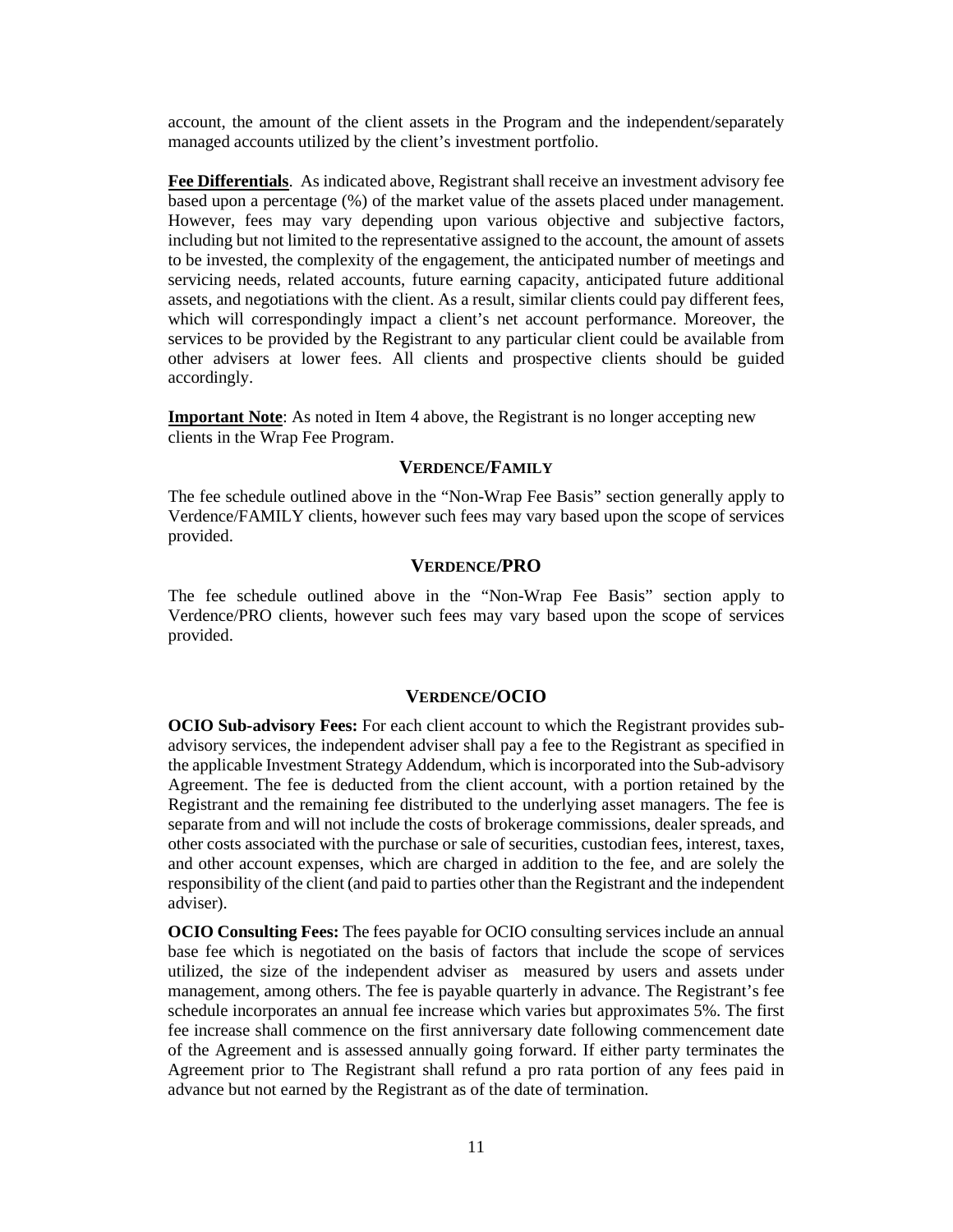account, the amount of the client assets in the Program and the independent/separately managed accounts utilized by the client's investment portfolio.

**Fee Differentials**. As indicated above, Registrant shall receive an investment advisory fee based upon a percentage (%) of the market value of the assets placed under management. However, fees may vary depending upon various objective and subjective factors, including but not limited to the representative assigned to the account, the amount of assets to be invested, the complexity of the engagement, the anticipated number of meetings and servicing needs, related accounts, future earning capacity, anticipated future additional assets, and negotiations with the client. As a result, similar clients could pay different fees, which will correspondingly impact a client's net account performance. Moreover, the services to be provided by the Registrant to any particular client could be available from other advisers at lower fees. All clients and prospective clients should be guided accordingly.

**Important Note**: As noted in Item 4 above, the Registrant is no longer accepting new clients in the Wrap Fee Program.

### VERDENCE/FAMILY

The fee schedule outlined above in the "Non-Wrap Fee Basis" section generally apply to Verdence/FAMILY clients, however such fees may vary based upon the scope of services provided.

### VERDENCE/PRO

The fee schedule outlined above in the "Non-Wrap Fee Basis" section apply to Verdence/PRO clients, however such fees may vary based upon the scope of services provided.

### VERDENCE/OCIO

**OCIO Sub-advisory Fees:** For each client account to which the Registrant provides sub-advisory services, the independent adviser shall pay a fee to the Registrant as specified in the applicable Investment Strategy Addendum, which is incorporated into the Sub-advisory Agreement. The fee is deducted from the client account, with a portion retained by the Registrant and the remaining fee distributed to the underlying asset managers. The fee is separate from and will not include the costs of brokerage commissions, dealer spreads, and other costs associated with the purchase or sale of securities, custodian fees, interest, taxes, and other account expenses, which are charged in addition to the fee, and are solely the responsibility of the client (and paid to parties other than the Registrant and the independent adviser).

**OCIO Consulting Fees:** The fees payable for OCIO consulting services include an annual base fee which is negotiated on the basis of factors that include the scope of services utilized, the size of the independent adviser as measured by users and assets under management, among others. The fee is payable quarterly in advance. The Registrant's fee schedule incorporates an annual fee increase which varies but approximates 5%. The first fee increase shall commence on the first anniversary date following commencement date of the Agreement and is assessed annually going forward. If either party terminates the Agreement prior to The Registrant shall refund a pro rata portion of any fees paid in advance but not earned by the Registrant as of the date of termination.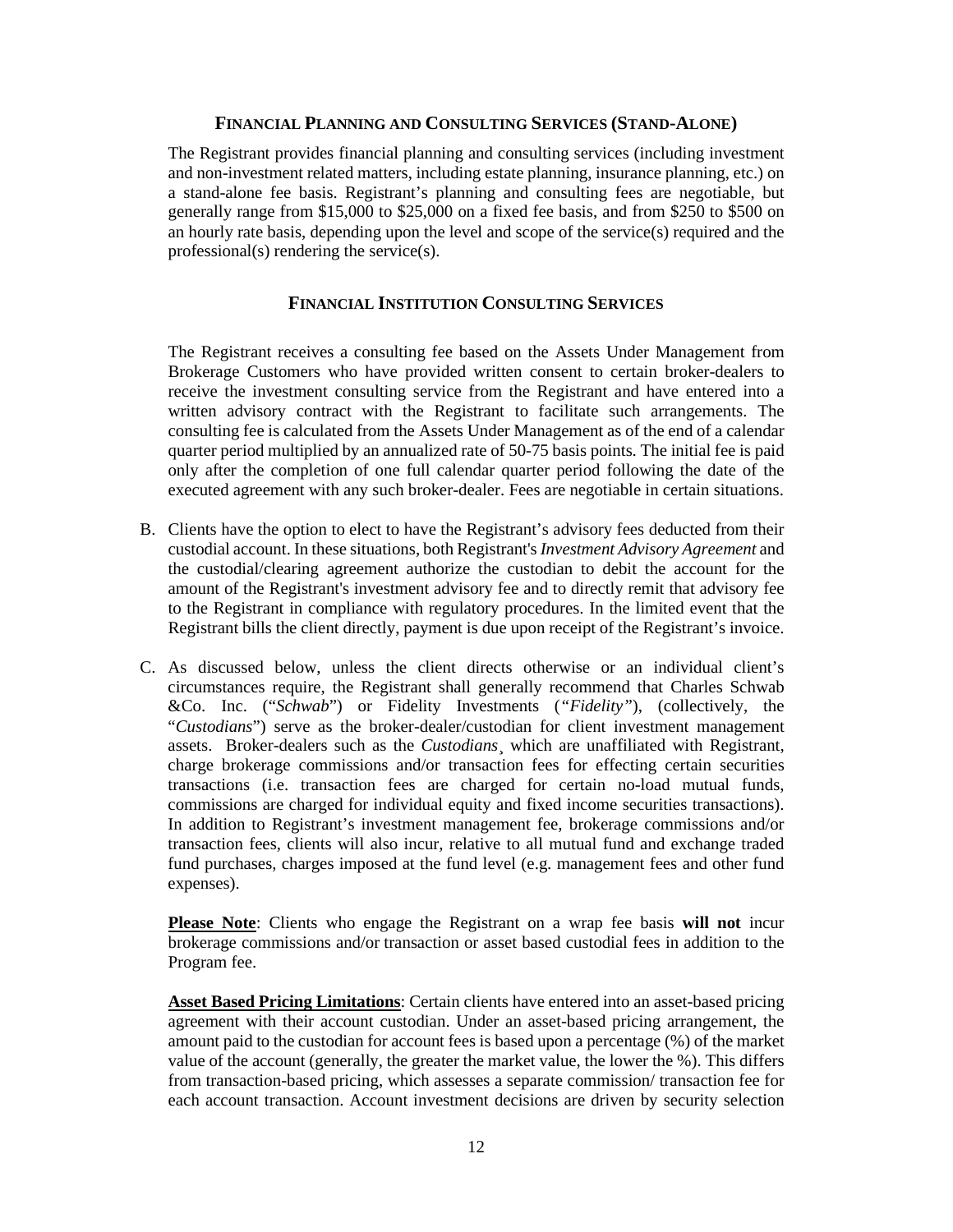### Financial Planning and Consulting Services (Stand-Alone)

The Registrant provides financial planning and consulting services (including investment and non-investment related matters, including estate planning, insurance planning, etc.) on a stand-alone fee basis. Registrant's planning and consulting fees are negotiable, but generally range from $15,000 to $25,000 on a fixed fee basis, and from $250 to $500 on an hourly rate basis, depending upon the level and scope of the service(s) required and the professional(s) rendering the service(s).

### Financial Institution Consulting Services

The Registrant receives a consulting fee based on the Assets Under Management from Brokerage Customers who have provided written consent to certain broker-dealers to receive the investment consulting service from the Registrant and have entered into a written advisory contract with the Registrant to facilitate such arrangements. The consulting fee is calculated from the Assets Under Management as of the end of a calendar quarter period multiplied by an annualized rate of 50-75 basis points. The initial fee is paid only after the completion of one full calendar quarter period following the date of the executed agreement with any such broker-dealer. Fees are negotiable in certain situations.

B. Clients have the option to elect to have the Registrant's advisory fees deducted from their custodial account. In these situations, both Registrant's *Investment Advisory Agreement* and the custodial/clearing agreement authorize the custodian to debit the account for the amount of the Registrant's investment advisory fee and to directly remit that advisory fee to the Registrant in compliance with regulatory procedures. In the limited event that the Registrant bills the client directly, payment is due upon receipt of the Registrant's invoice.

C. As discussed below, unless the client directs otherwise or an individual client's circumstances require, the Registrant shall generally recommend that Charles Schwab &Co. Inc. ("*Schwab*") or Fidelity Investments (*"Fidelity"*), (collectively, the "*Custodians*") serve as the broker-dealer/custodian for client investment management assets. Broker-dealers such as the *Custodians*¸ which are unaffiliated with Registrant, charge brokerage commissions and/or transaction fees for effecting certain securities transactions (i.e. transaction fees are charged for certain no-load mutual funds, commissions are charged for individual equity and fixed income securities transactions). In addition to Registrant's investment management fee, brokerage commissions and/or transaction fees, clients will also incur, relative to all mutual fund and exchange traded fund purchases, charges imposed at the fund level (e.g. management fees and other fund expenses).

**Please Note**: Clients who engage the Registrant on a wrap fee basis **will not** incur brokerage commissions and/or transaction or asset based custodial fees in addition to the Program fee.

**Asset Based Pricing Limitations**: Certain clients have entered into an asset-based pricing agreement with their account custodian. Under an asset-based pricing arrangement, the amount paid to the custodian for account fees is based upon a percentage (%) of the market value of the account (generally, the greater the market value, the lower the %). This differs from transaction-based pricing, which assesses a separate commission/ transaction fee for each account transaction. Account investment decisions are driven by security selection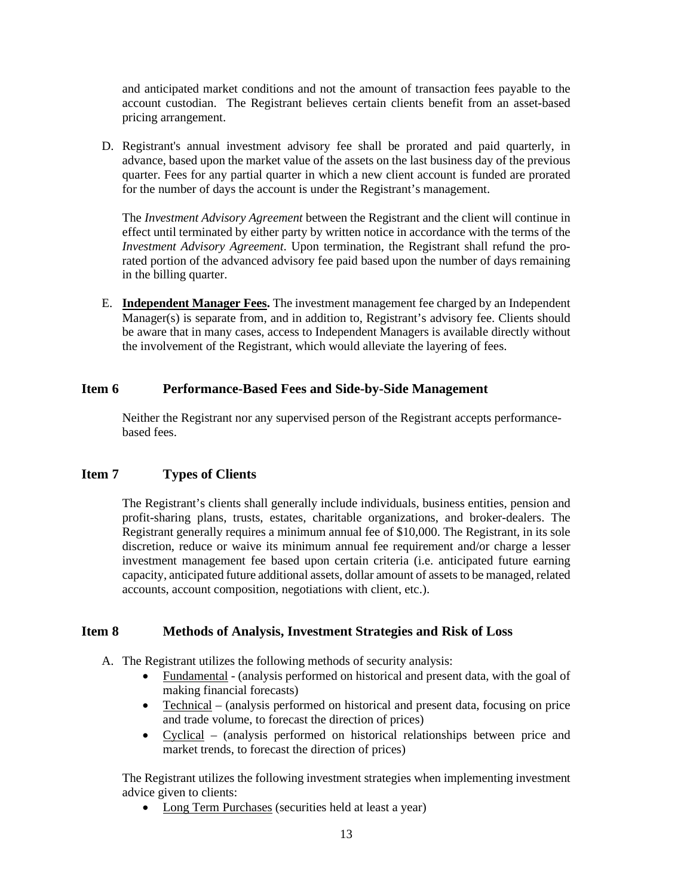and anticipated market conditions and not the amount of transaction fees payable to the account custodian. The Registrant believes certain clients benefit from an asset-based pricing arrangement.

D. Registrant's annual investment advisory fee shall be prorated and paid quarterly, in advance, based upon the market value of the assets on the last business day of the previous quarter. Fees for any partial quarter in which a new client account is funded are prorated for the number of days the account is under the Registrant's management.

   The *Investment Advisory Agreement* between the Registrant and the client will continue in effect until terminated by either party by written notice in accordance with the terms of the *Investment Advisory Agreement*. Upon termination, the Registrant shall refund the pro-rated portion of the advanced advisory fee paid based upon the number of days remaining in the billing quarter.

E. **Independent Manager Fees.** The investment management fee charged by an Independent Manager(s) is separate from, and in addition to, Registrant's advisory fee. Clients should be aware that in many cases, access to Independent Managers is available directly without the involvement of the Registrant, which would alleviate the layering of fees.

## Item 6 Performance-Based Fees and Side-by-Side Management

Neither the Registrant nor any supervised person of the Registrant accepts performance-based fees.

## Item 7 Types of Clients

The Registrant's clients shall generally include individuals, business entities, pension and profit-sharing plans, trusts, estates, charitable organizations, and broker-dealers. The Registrant generally requires a minimum annual fee of $10,000. The Registrant, in its sole discretion, reduce or waive its minimum annual fee requirement and/or charge a lesser investment management fee based upon certain criteria (i.e. anticipated future earning capacity, anticipated future additional assets, dollar amount of assets to be managed, related accounts, account composition, negotiations with client, etc.).

## Item 8 Methods of Analysis, Investment Strategies and Risk of Loss

A. The Registrant utilizes the following methods of security analysis:
   - Fundamental - (analysis performed on historical and present data, with the goal of making financial forecasts)
   - Technical – (analysis performed on historical and present data, focusing on price and trade volume, to forecast the direction of prices)
   - Cyclical – (analysis performed on historical relationships between price and market trends, to forecast the direction of prices)

   The Registrant utilizes the following investment strategies when implementing investment advice given to clients:
   - Long Term Purchases (securities held at least a year)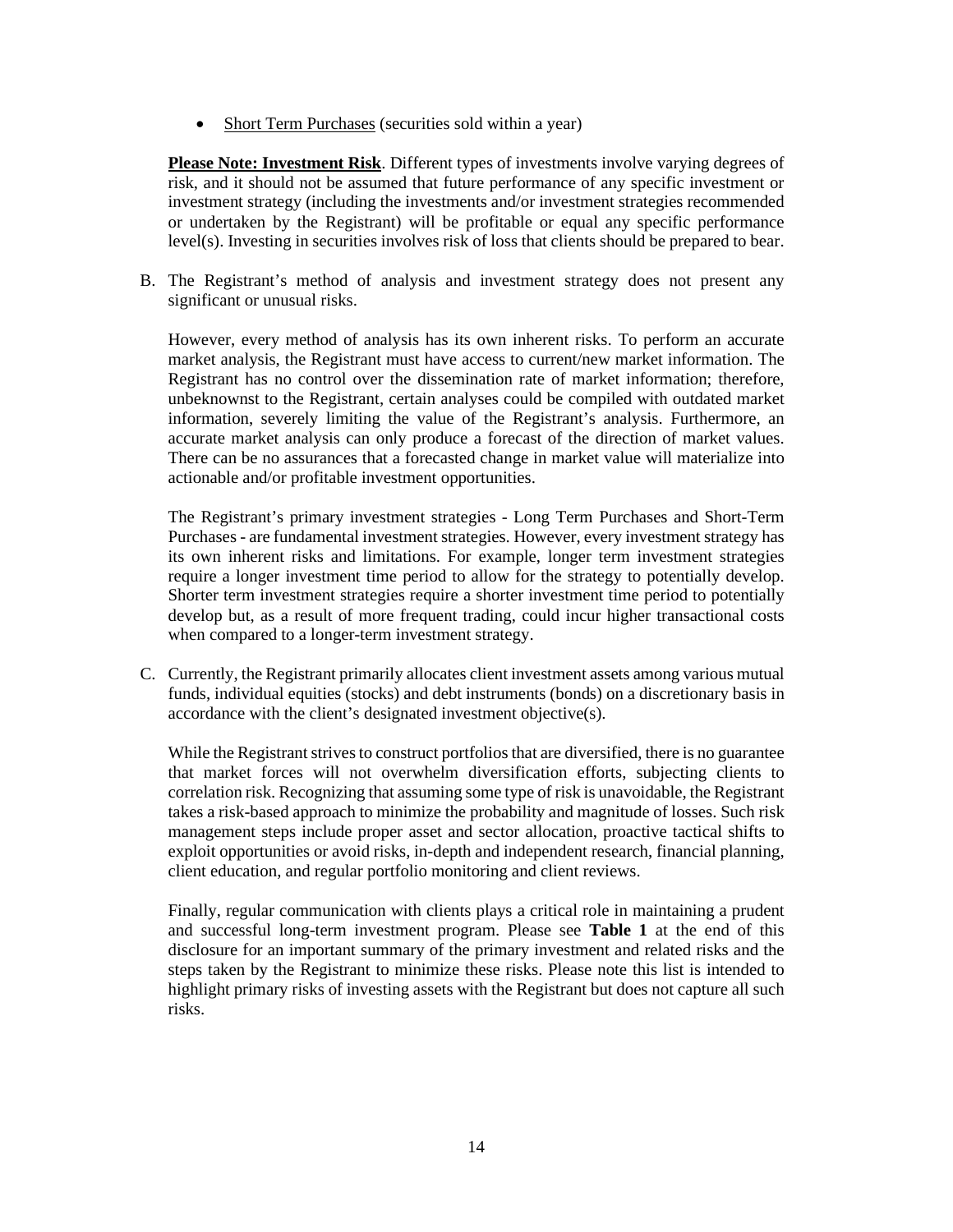- <u>Short Term Purchases</u> (securities sold within a year)

**<u>Please Note: Investment Risk</u>**. Different types of investments involve varying degrees of risk, and it should not be assumed that future performance of any specific investment or investment strategy (including the investments and/or investment strategies recommended or undertaken by the Registrant) will be profitable or equal any specific performance level(s). Investing in securities involves risk of loss that clients should be prepared to bear.

B. The Registrant's method of analysis and investment strategy does not present any significant or unusual risks.

   However, every method of analysis has its own inherent risks. To perform an accurate market analysis, the Registrant must have access to current/new market information. The Registrant has no control over the dissemination rate of market information; therefore, unbeknownst to the Registrant, certain analyses could be compiled with outdated market information, severely limiting the value of the Registrant's analysis. Furthermore, an accurate market analysis can only produce a forecast of the direction of market values. There can be no assurances that a forecasted change in market value will materialize into actionable and/or profitable investment opportunities.

   The Registrant's primary investment strategies - Long Term Purchases and Short-Term Purchases - are fundamental investment strategies. However, every investment strategy has its own inherent risks and limitations. For example, longer term investment strategies require a longer investment time period to allow for the strategy to potentially develop. Shorter term investment strategies require a shorter investment time period to potentially develop but, as a result of more frequent trading, could incur higher transactional costs when compared to a longer-term investment strategy.

C. Currently, the Registrant primarily allocates client investment assets among various mutual funds, individual equities (stocks) and debt instruments (bonds) on a discretionary basis in accordance with the client's designated investment objective(s).

   While the Registrant strives to construct portfolios that are diversified, there is no guarantee that market forces will not overwhelm diversification efforts, subjecting clients to correlation risk. Recognizing that assuming some type of risk is unavoidable, the Registrant takes a risk-based approach to minimize the probability and magnitude of losses. Such risk management steps include proper asset and sector allocation, proactive tactical shifts to exploit opportunities or avoid risks, in-depth and independent research, financial planning, client education, and regular portfolio monitoring and client reviews.

   Finally, regular communication with clients plays a critical role in maintaining a prudent and successful long-term investment program. Please see **Table 1** at the end of this disclosure for an important summary of the primary investment and related risks and the steps taken by the Registrant to minimize these risks. Please note this list is intended to highlight primary risks of investing assets with the Registrant but does not capture all such risks.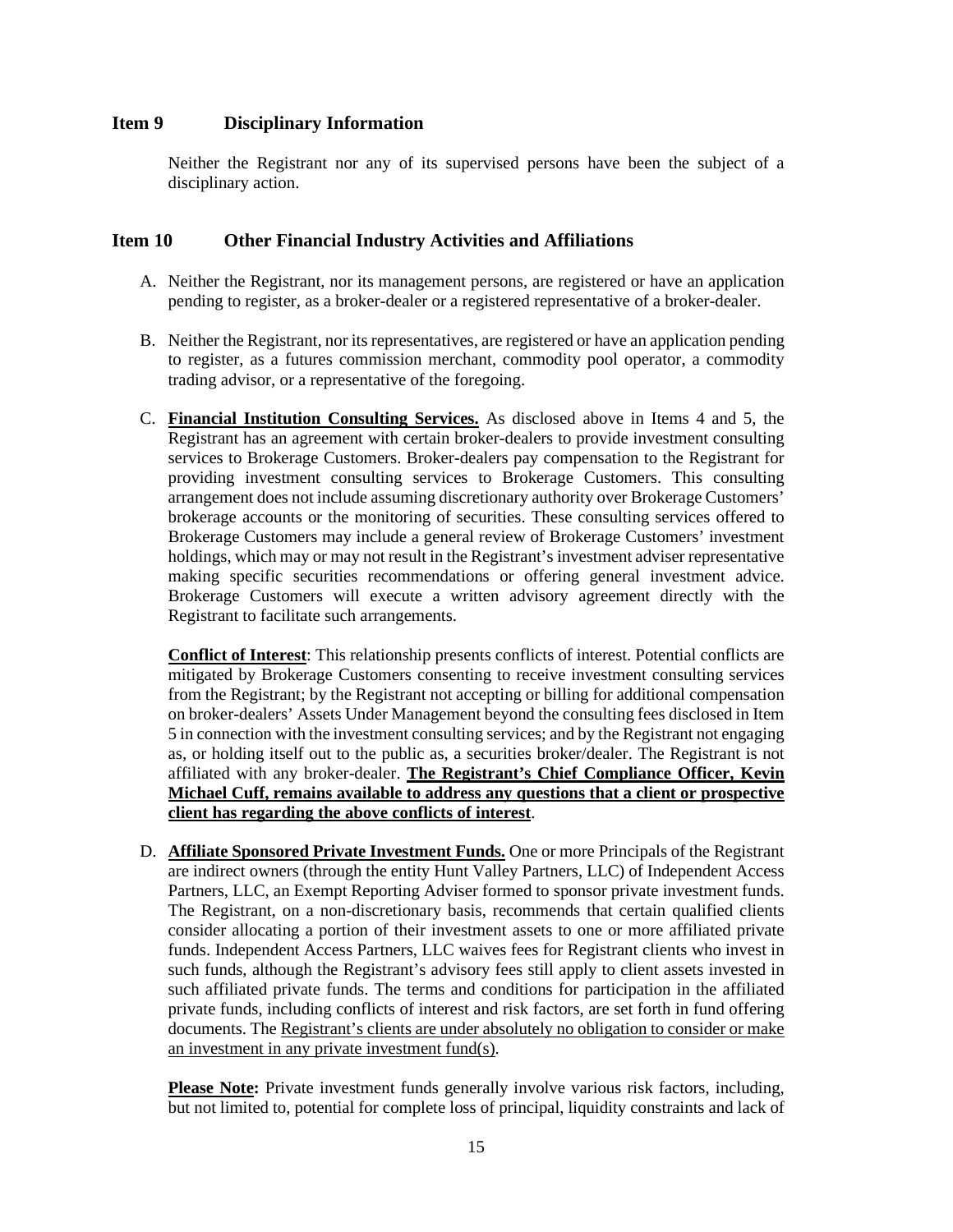## Item 9 Disciplinary Information

Neither the Registrant nor any of its supervised persons have been the subject of a disciplinary action.

## Item 10 Other Financial Industry Activities and Affiliations

A. Neither the Registrant, nor its management persons, are registered or have an application pending to register, as a broker-dealer or a registered representative of a broker-dealer.

B. Neither the Registrant, nor its representatives, are registered or have an application pending to register, as a futures commission merchant, commodity pool operator, a commodity trading advisor, or a representative of the foregoing.

C. **Financial Institution Consulting Services.** As disclosed above in Items 4 and 5, the Registrant has an agreement with certain broker-dealers to provide investment consulting services to Brokerage Customers. Broker-dealers pay compensation to the Registrant for providing investment consulting services to Brokerage Customers. This consulting arrangement does not include assuming discretionary authority over Brokerage Customers' brokerage accounts or the monitoring of securities. These consulting services offered to Brokerage Customers may include a general review of Brokerage Customers' investment holdings, which may or may not result in the Registrant's investment adviser representative making specific securities recommendations or offering general investment advice. Brokerage Customers will execute a written advisory agreement directly with the Registrant to facilitate such arrangements.

   **Conflict of Interest**: This relationship presents conflicts of interest. Potential conflicts are mitigated by Brokerage Customers consenting to receive investment consulting services from the Registrant; by the Registrant not accepting or billing for additional compensation on broker-dealers' Assets Under Management beyond the consulting fees disclosed in Item 5 in connection with the investment consulting services; and by the Registrant not engaging as, or holding itself out to the public as, a securities broker/dealer. The Registrant is not affiliated with any broker-dealer. **The Registrant's Chief Compliance Officer, Kevin Michael Cuff, remains available to address any questions that a client or prospective client has regarding the above conflicts of interest**.

D. **Affiliate Sponsored Private Investment Funds.** One or more Principals of the Registrant are indirect owners (through the entity Hunt Valley Partners, LLC) of Independent Access Partners, LLC, an Exempt Reporting Adviser formed to sponsor private investment funds. The Registrant, on a non-discretionary basis, recommends that certain qualified clients consider allocating a portion of their investment assets to one or more affiliated private funds. Independent Access Partners, LLC waives fees for Registrant clients who invest in such funds, although the Registrant's advisory fees still apply to client assets invested in such affiliated private funds. The terms and conditions for participation in the affiliated private funds, including conflicts of interest and risk factors, are set forth in fund offering documents. The Registrant's clients are under absolutely no obligation to consider or make an investment in any private investment fund(s).

   **Please Note:** Private investment funds generally involve various risk factors, including, but not limited to, potential for complete loss of principal, liquidity constraints and lack of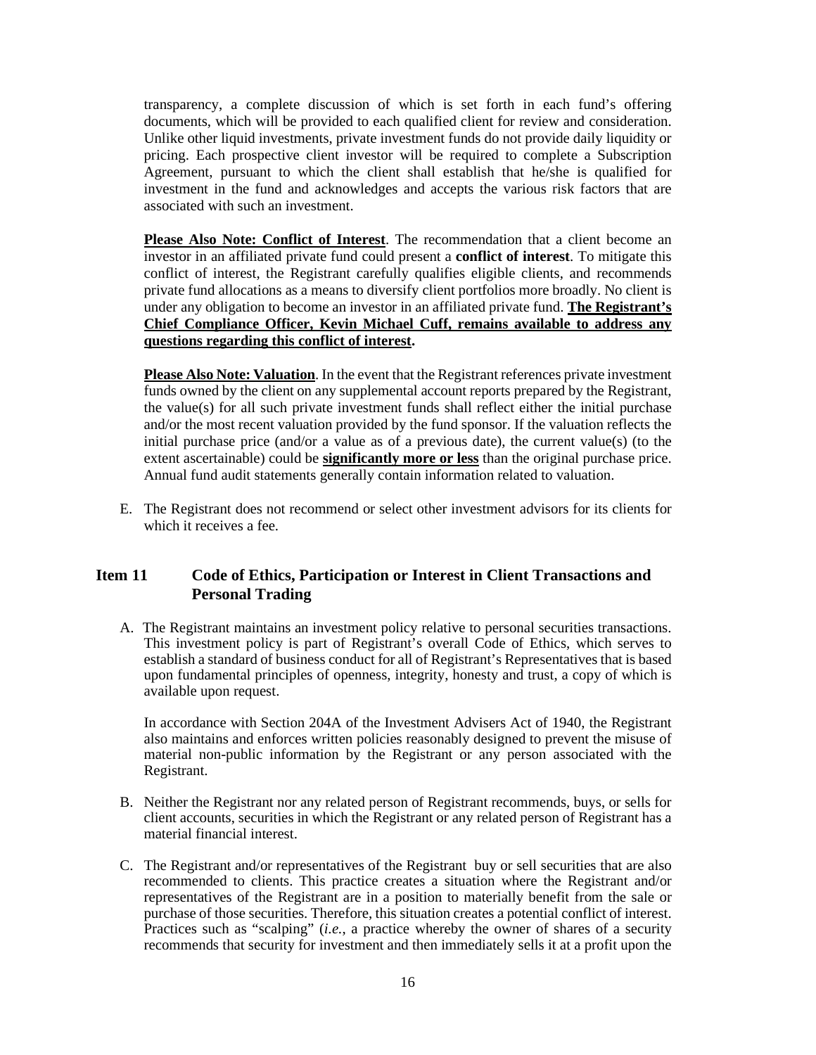transparency, a complete discussion of which is set forth in each fund's offering documents, which will be provided to each qualified client for review and consideration. Unlike other liquid investments, private investment funds do not provide daily liquidity or pricing. Each prospective client investor will be required to complete a Subscription Agreement, pursuant to which the client shall establish that he/she is qualified for investment in the fund and acknowledges and accepts the various risk factors that are associated with such an investment.

**Please Also Note: Conflict of Interest**. The recommendation that a client become an investor in an affiliated private fund could present a **conflict of interest**. To mitigate this conflict of interest, the Registrant carefully qualifies eligible clients, and recommends private fund allocations as a means to diversify client portfolios more broadly. No client is under any obligation to become an investor in an affiliated private fund. **The Registrant's Chief Compliance Officer, Kevin Michael Cuff, remains available to address any questions regarding this conflict of interest.**

**Please Also Note: Valuation**. In the event that the Registrant references private investment funds owned by the client on any supplemental account reports prepared by the Registrant, the value(s) for all such private investment funds shall reflect either the initial purchase and/or the most recent valuation provided by the fund sponsor. If the valuation reflects the initial purchase price (and/or a value as of a previous date), the current value(s) (to the extent ascertainable) could be **significantly more or less** than the original purchase price. Annual fund audit statements generally contain information related to valuation.

E. The Registrant does not recommend or select other investment advisors for its clients for which it receives a fee.

## Item 11 Code of Ethics, Participation or Interest in Client Transactions and Personal Trading

A. The Registrant maintains an investment policy relative to personal securities transactions. This investment policy is part of Registrant's overall Code of Ethics, which serves to establish a standard of business conduct for all of Registrant's Representatives that is based upon fundamental principles of openness, integrity, honesty and trust, a copy of which is available upon request.

   In accordance with Section 204A of the Investment Advisers Act of 1940, the Registrant also maintains and enforces written policies reasonably designed to prevent the misuse of material non-public information by the Registrant or any person associated with the Registrant.

B. Neither the Registrant nor any related person of Registrant recommends, buys, or sells for client accounts, securities in which the Registrant or any related person of Registrant has a material financial interest.

C. The Registrant and/or representatives of the Registrant buy or sell securities that are also recommended to clients. This practice creates a situation where the Registrant and/or representatives of the Registrant are in a position to materially benefit from the sale or purchase of those securities. Therefore, this situation creates a potential conflict of interest. Practices such as "scalping" (*i.e.*, a practice whereby the owner of shares of a security recommends that security for investment and then immediately sells it at a profit upon the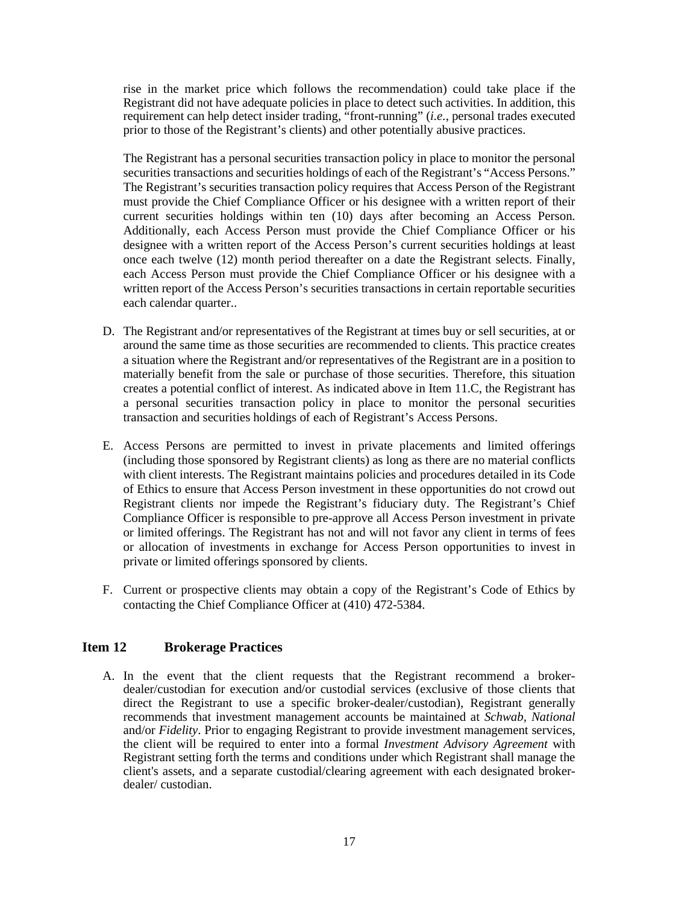rise in the market price which follows the recommendation) could take place if the Registrant did not have adequate policies in place to detect such activities. In addition, this requirement can help detect insider trading, "front-running" (*i.e.*, personal trades executed prior to those of the Registrant's clients) and other potentially abusive practices.

The Registrant has a personal securities transaction policy in place to monitor the personal securities transactions and securities holdings of each of the Registrant's "Access Persons." The Registrant's securities transaction policy requires that Access Person of the Registrant must provide the Chief Compliance Officer or his designee with a written report of their current securities holdings within ten (10) days after becoming an Access Person. Additionally, each Access Person must provide the Chief Compliance Officer or his designee with a written report of the Access Person's current securities holdings at least once each twelve (12) month period thereafter on a date the Registrant selects. Finally, each Access Person must provide the Chief Compliance Officer or his designee with a written report of the Access Person's securities transactions in certain reportable securities each calendar quarter..

D. The Registrant and/or representatives of the Registrant at times buy or sell securities, at or around the same time as those securities are recommended to clients. This practice creates a situation where the Registrant and/or representatives of the Registrant are in a position to materially benefit from the sale or purchase of those securities. Therefore, this situation creates a potential conflict of interest. As indicated above in Item 11.C, the Registrant has a personal securities transaction policy in place to monitor the personal securities transaction and securities holdings of each of Registrant's Access Persons.

E. Access Persons are permitted to invest in private placements and limited offerings (including those sponsored by Registrant clients) as long as there are no material conflicts with client interests. The Registrant maintains policies and procedures detailed in its Code of Ethics to ensure that Access Person investment in these opportunities do not crowd out Registrant clients nor impede the Registrant's fiduciary duty. The Registrant's Chief Compliance Officer is responsible to pre-approve all Access Person investment in private or limited offerings. The Registrant has not and will not favor any client in terms of fees or allocation of investments in exchange for Access Person opportunities to invest in private or limited offerings sponsored by clients.

F. Current or prospective clients may obtain a copy of the Registrant's Code of Ethics by contacting the Chief Compliance Officer at (410) 472-5384.

## Item 12 Brokerage Practices

A. In the event that the client requests that the Registrant recommend a broker-dealer/custodian for execution and/or custodial services (exclusive of those clients that direct the Registrant to use a specific broker-dealer/custodian), Registrant generally recommends that investment management accounts be maintained at *Schwab, National* and/or *Fidelity*. Prior to engaging Registrant to provide investment management services, the client will be required to enter into a formal *Investment Advisory Agreement* with Registrant setting forth the terms and conditions under which Registrant shall manage the client's assets, and a separate custodial/clearing agreement with each designated broker-dealer/ custodian.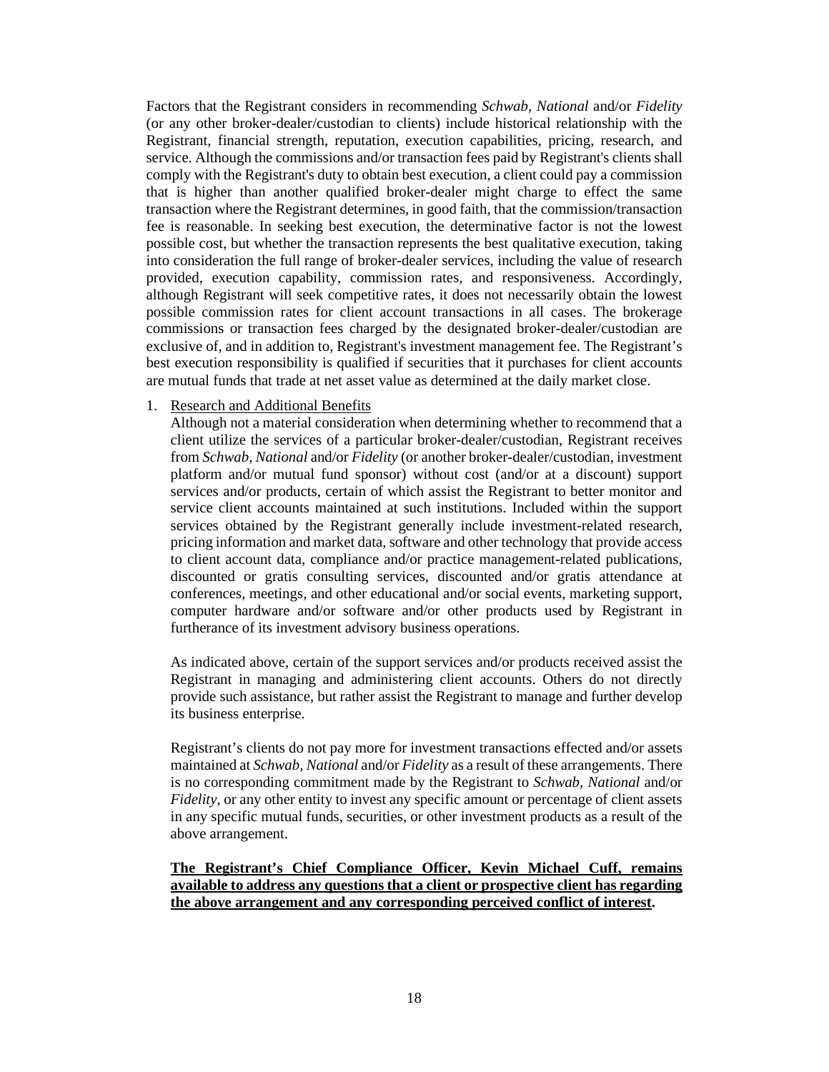Factors that the Registrant considers in recommending *Schwab, National* and/or *Fidelity* (or any other broker-dealer/custodian to clients) include historical relationship with the Registrant, financial strength, reputation, execution capabilities, pricing, research, and service. Although the commissions and/or transaction fees paid by Registrant's clients shall comply with the Registrant's duty to obtain best execution, a client could pay a commission that is higher than another qualified broker-dealer might charge to effect the same transaction where the Registrant determines, in good faith, that the commission/transaction fee is reasonable. In seeking best execution, the determinative factor is not the lowest possible cost, but whether the transaction represents the best qualitative execution, taking into consideration the full range of broker-dealer services, including the value of research provided, execution capability, commission rates, and responsiveness. Accordingly, although Registrant will seek competitive rates, it does not necessarily obtain the lowest possible commission rates for client account transactions in all cases. The brokerage commissions or transaction fees charged by the designated broker-dealer/custodian are exclusive of, and in addition to, Registrant's investment management fee. The Registrant's best execution responsibility is qualified if securities that it purchases for client accounts are mutual funds that trade at net asset value as determined at the daily market close.

1. Research and Additional Benefits

   Although not a material consideration when determining whether to recommend that a client utilize the services of a particular broker-dealer/custodian, Registrant receives from *Schwab, National* and/or *Fidelity* (or another broker-dealer/custodian, investment platform and/or mutual fund sponsor) without cost (and/or at a discount) support services and/or products, certain of which assist the Registrant to better monitor and service client accounts maintained at such institutions. Included within the support services obtained by the Registrant generally include investment-related research, pricing information and market data, software and other technology that provide access to client account data, compliance and/or practice management-related publications, discounted or gratis consulting services, discounted and/or gratis attendance at conferences, meetings, and other educational and/or social events, marketing support, computer hardware and/or software and/or other products used by Registrant in furtherance of its investment advisory business operations.

   As indicated above, certain of the support services and/or products received assist the Registrant in managing and administering client accounts. Others do not directly provide such assistance, but rather assist the Registrant to manage and further develop its business enterprise.

   Registrant's clients do not pay more for investment transactions effected and/or assets maintained at *Schwab, National* and/or *Fidelity* as a result of these arrangements. There is no corresponding commitment made by the Registrant to *Schwab, National* and/or *Fidelity*, or any other entity to invest any specific amount or percentage of client assets in any specific mutual funds, securities, or other investment products as a result of the above arrangement.

   **The Registrant's Chief Compliance Officer, Kevin Michael Cuff, remains available to address any questions that a client or prospective client has regarding the above arrangement and any corresponding perceived conflict of interest.**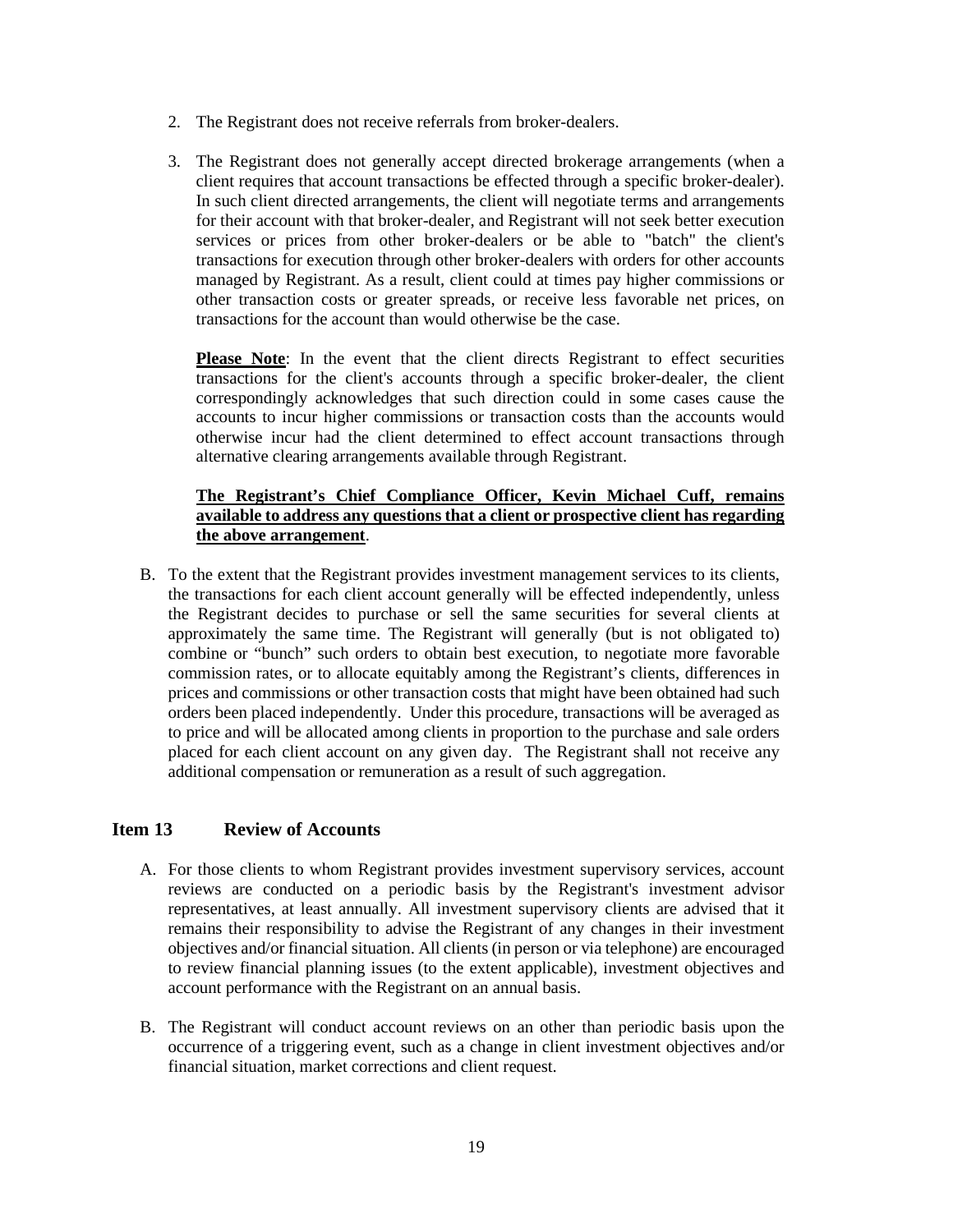2. The Registrant does not receive referrals from broker-dealers.

3. The Registrant does not generally accept directed brokerage arrangements (when a client requires that account transactions be effected through a specific broker-dealer). In such client directed arrangements, the client will negotiate terms and arrangements for their account with that broker-dealer, and Registrant will not seek better execution services or prices from other broker-dealers or be able to "batch" the client's transactions for execution through other broker-dealers with orders for other accounts managed by Registrant. As a result, client could at times pay higher commissions or other transaction costs or greater spreads, or receive less favorable net prices, on transactions for the account than would otherwise be the case.

   **Please Note**: In the event that the client directs Registrant to effect securities transactions for the client's accounts through a specific broker-dealer, the client correspondingly acknowledges that such direction could in some cases cause the accounts to incur higher commissions or transaction costs than the accounts would otherwise incur had the client determined to effect account transactions through alternative clearing arrangements available through Registrant.

   **The Registrant's Chief Compliance Officer, Kevin Michael Cuff, remains available to address any questions that a client or prospective client has regarding the above arrangement**.

B. To the extent that the Registrant provides investment management services to its clients, the transactions for each client account generally will be effected independently, unless the Registrant decides to purchase or sell the same securities for several clients at approximately the same time. The Registrant will generally (but is not obligated to) combine or "bunch" such orders to obtain best execution, to negotiate more favorable commission rates, or to allocate equitably among the Registrant's clients, differences in prices and commissions or other transaction costs that might have been obtained had such orders been placed independently. Under this procedure, transactions will be averaged as to price and will be allocated among clients in proportion to the purchase and sale orders placed for each client account on any given day. The Registrant shall not receive any additional compensation or remuneration as a result of such aggregation.

## Item 13 Review of Accounts

A. For those clients to whom Registrant provides investment supervisory services, account reviews are conducted on a periodic basis by the Registrant's investment advisor representatives, at least annually. All investment supervisory clients are advised that it remains their responsibility to advise the Registrant of any changes in their investment objectives and/or financial situation. All clients (in person or via telephone) are encouraged to review financial planning issues (to the extent applicable), investment objectives and account performance with the Registrant on an annual basis.

B. The Registrant will conduct account reviews on an other than periodic basis upon the occurrence of a triggering event, such as a change in client investment objectives and/or financial situation, market corrections and client request.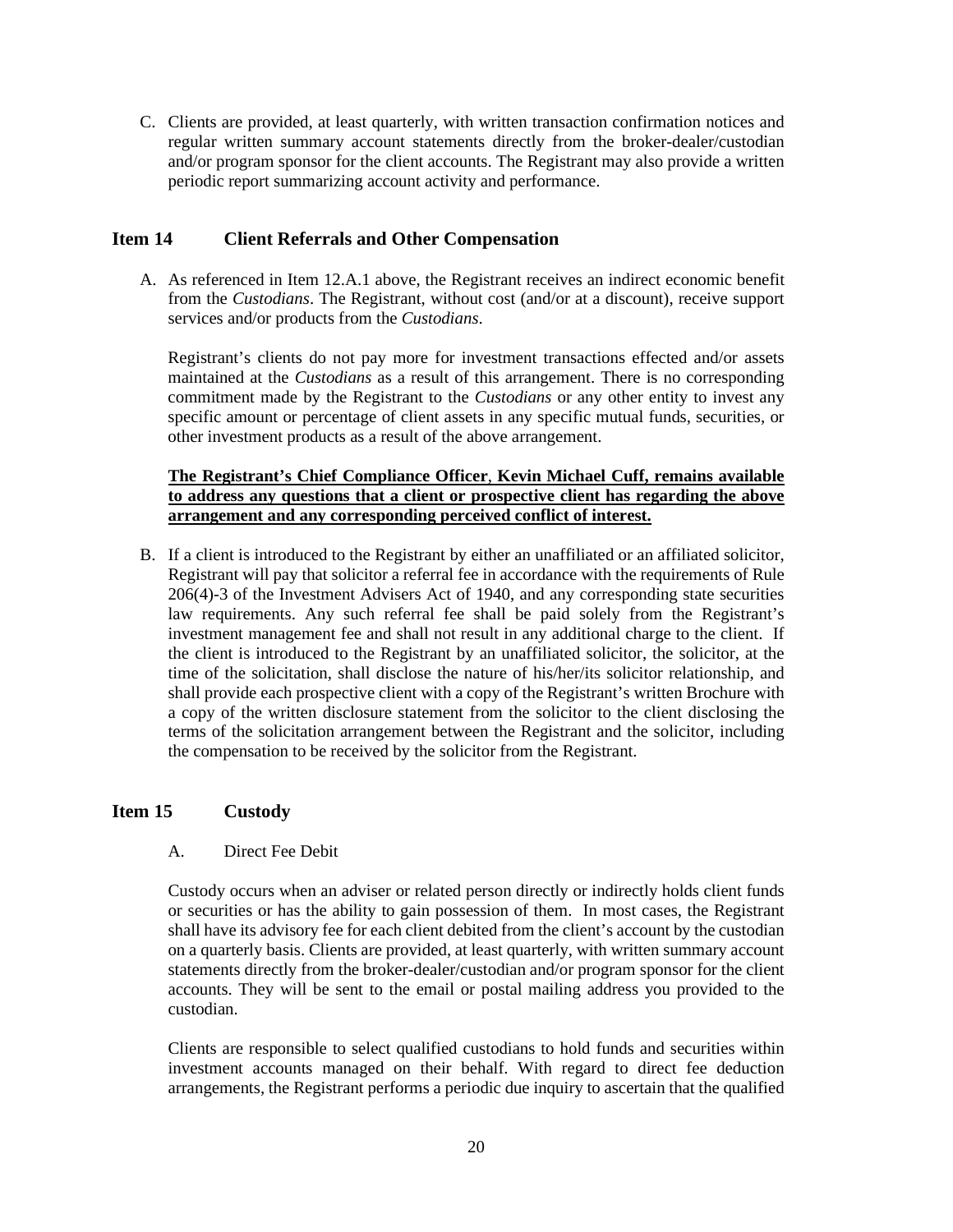C. Clients are provided, at least quarterly, with written transaction confirmation notices and regular written summary account statements directly from the broker-dealer/custodian and/or program sponsor for the client accounts. The Registrant may also provide a written periodic report summarizing account activity and performance.

## Item 14 Client Referrals and Other Compensation

A. As referenced in Item 12.A.1 above, the Registrant receives an indirect economic benefit from the *Custodians*. The Registrant, without cost (and/or at a discount), receive support services and/or products from the *Custodians*.

Registrant's clients do not pay more for investment transactions effected and/or assets maintained at the *Custodians* as a result of this arrangement. There is no corresponding commitment made by the Registrant to the *Custodians* or any other entity to invest any specific amount or percentage of client assets in any specific mutual funds, securities, or other investment products as a result of the above arrangement.

**The Registrant's Chief Compliance Officer, Kevin Michael Cuff, remains available to address any questions that a client or prospective client has regarding the above arrangement and any corresponding perceived conflict of interest.**

B. If a client is introduced to the Registrant by either an unaffiliated or an affiliated solicitor, Registrant will pay that solicitor a referral fee in accordance with the requirements of Rule 206(4)-3 of the Investment Advisers Act of 1940, and any corresponding state securities law requirements. Any such referral fee shall be paid solely from the Registrant's investment management fee and shall not result in any additional charge to the client. If the client is introduced to the Registrant by an unaffiliated solicitor, the solicitor, at the time of the solicitation, shall disclose the nature of his/her/its solicitor relationship, and shall provide each prospective client with a copy of the Registrant's written Brochure with a copy of the written disclosure statement from the solicitor to the client disclosing the terms of the solicitation arrangement between the Registrant and the solicitor, including the compensation to be received by the solicitor from the Registrant.

## Item 15 Custody

A. Direct Fee Debit

Custody occurs when an adviser or related person directly or indirectly holds client funds or securities or has the ability to gain possession of them. In most cases, the Registrant shall have its advisory fee for each client debited from the client's account by the custodian on a quarterly basis. Clients are provided, at least quarterly, with written summary account statements directly from the broker-dealer/custodian and/or program sponsor for the client accounts. They will be sent to the email or postal mailing address you provided to the custodian.

Clients are responsible to select qualified custodians to hold funds and securities within investment accounts managed on their behalf. With regard to direct fee deduction arrangements, the Registrant performs a periodic due inquiry to ascertain that the qualified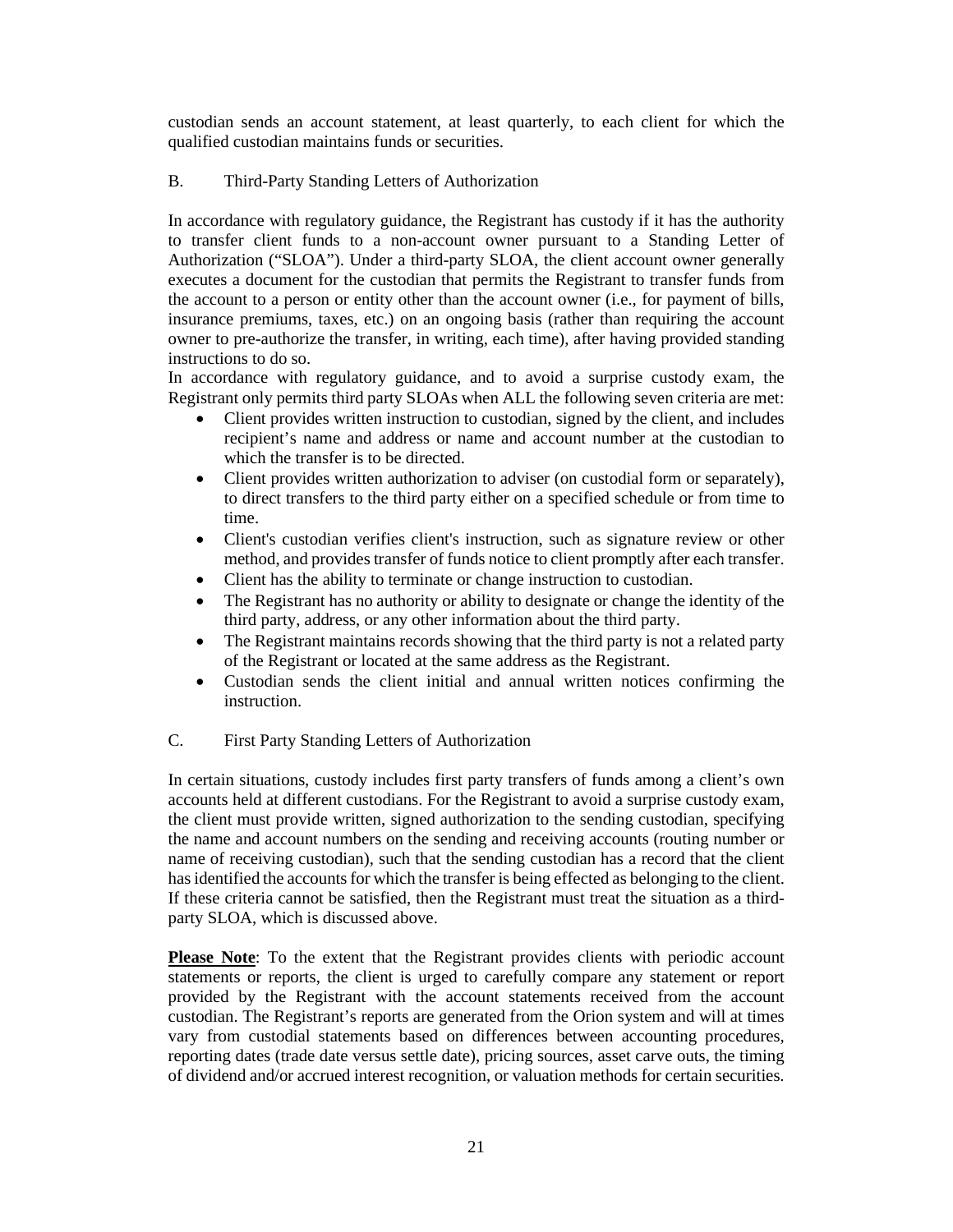custodian sends an account statement, at least quarterly, to each client for which the qualified custodian maintains funds or securities.

## B. Third-Party Standing Letters of Authorization

In accordance with regulatory guidance, the Registrant has custody if it has the authority to transfer client funds to a non-account owner pursuant to a Standing Letter of Authorization ("SLOA"). Under a third-party SLOA, the client account owner generally executes a document for the custodian that permits the Registrant to transfer funds from the account to a person or entity other than the account owner (i.e., for payment of bills, insurance premiums, taxes, etc.) on an ongoing basis (rather than requiring the account owner to pre-authorize the transfer, in writing, each time), after having provided standing instructions to do so.

In accordance with regulatory guidance, and to avoid a surprise custody exam, the Registrant only permits third party SLOAs when ALL the following seven criteria are met:

- Client provides written instruction to custodian, signed by the client, and includes recipient's name and address or name and account number at the custodian to which the transfer is to be directed.
- Client provides written authorization to adviser (on custodial form or separately), to direct transfers to the third party either on a specified schedule or from time to time.
- Client's custodian verifies client's instruction, such as signature review or other method, and provides transfer of funds notice to client promptly after each transfer.
- Client has the ability to terminate or change instruction to custodian.
- The Registrant has no authority or ability to designate or change the identity of the third party, address, or any other information about the third party.
- The Registrant maintains records showing that the third party is not a related party of the Registrant or located at the same address as the Registrant.
- Custodian sends the client initial and annual written notices confirming the instruction.

## C. First Party Standing Letters of Authorization

In certain situations, custody includes first party transfers of funds among a client's own accounts held at different custodians. For the Registrant to avoid a surprise custody exam, the client must provide written, signed authorization to the sending custodian, specifying the name and account numbers on the sending and receiving accounts (routing number or name of receiving custodian), such that the sending custodian has a record that the client has identified the accounts for which the transfer is being effected as belonging to the client. If these criteria cannot be satisfied, then the Registrant must treat the situation as a third-party SLOA, which is discussed above.

**Please Note**: To the extent that the Registrant provides clients with periodic account statements or reports, the client is urged to carefully compare any statement or report provided by the Registrant with the account statements received from the account custodian. The Registrant's reports are generated from the Orion system and will at times vary from custodial statements based on differences between accounting procedures, reporting dates (trade date versus settle date), pricing sources, asset carve outs, the timing of dividend and/or accrued interest recognition, or valuation methods for certain securities.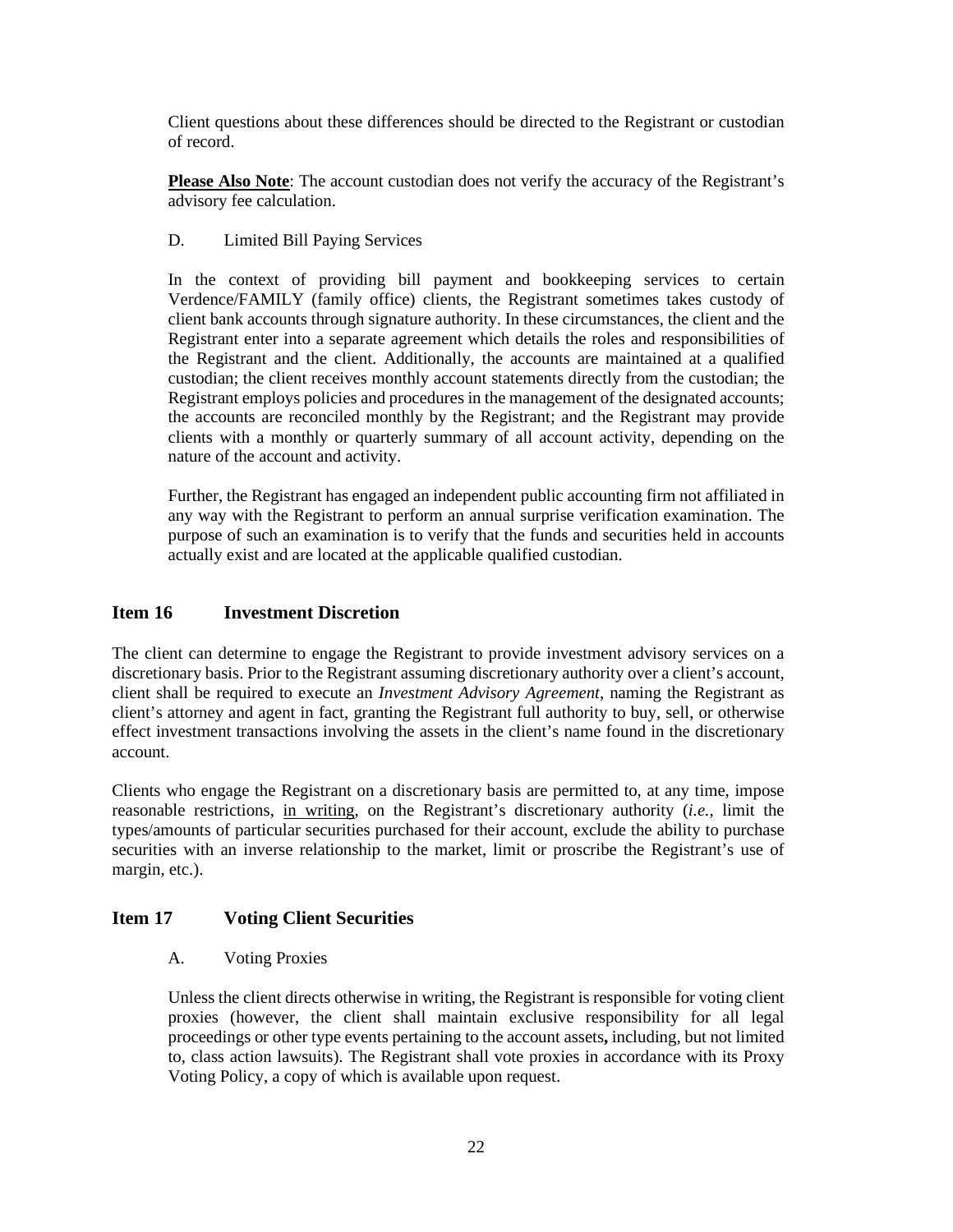Client questions about these differences should be directed to the Registrant or custodian of record.

**Please Also Note**: The account custodian does not verify the accuracy of the Registrant's advisory fee calculation.

D. Limited Bill Paying Services

In the context of providing bill payment and bookkeeping services to certain Verdence/FAMILY (family office) clients, the Registrant sometimes takes custody of client bank accounts through signature authority. In these circumstances, the client and the Registrant enter into a separate agreement which details the roles and responsibilities of the Registrant and the client. Additionally, the accounts are maintained at a qualified custodian; the client receives monthly account statements directly from the custodian; the Registrant employs policies and procedures in the management of the designated accounts; the accounts are reconciled monthly by the Registrant; and the Registrant may provide clients with a monthly or quarterly summary of all account activity, depending on the nature of the account and activity.

Further, the Registrant has engaged an independent public accounting firm not affiliated in any way with the Registrant to perform an annual surprise verification examination. The purpose of such an examination is to verify that the funds and securities held in accounts actually exist and are located at the applicable qualified custodian.

## Item 16 Investment Discretion

The client can determine to engage the Registrant to provide investment advisory services on a discretionary basis. Prior to the Registrant assuming discretionary authority over a client's account, client shall be required to execute an *Investment Advisory Agreement*, naming the Registrant as client's attorney and agent in fact, granting the Registrant full authority to buy, sell, or otherwise effect investment transactions involving the assets in the client's name found in the discretionary account.

Clients who engage the Registrant on a discretionary basis are permitted to, at any time, impose reasonable restrictions, in writing, on the Registrant's discretionary authority (*i.e.*, limit the types/amounts of particular securities purchased for their account, exclude the ability to purchase securities with an inverse relationship to the market, limit or proscribe the Registrant's use of margin, etc.).

## Item 17 Voting Client Securities

A. Voting Proxies

Unless the client directs otherwise in writing, the Registrant is responsible for voting client proxies (however, the client shall maintain exclusive responsibility for all legal proceedings or other type events pertaining to the account assets**,** including, but not limited to, class action lawsuits). The Registrant shall vote proxies in accordance with its Proxy Voting Policy, a copy of which is available upon request.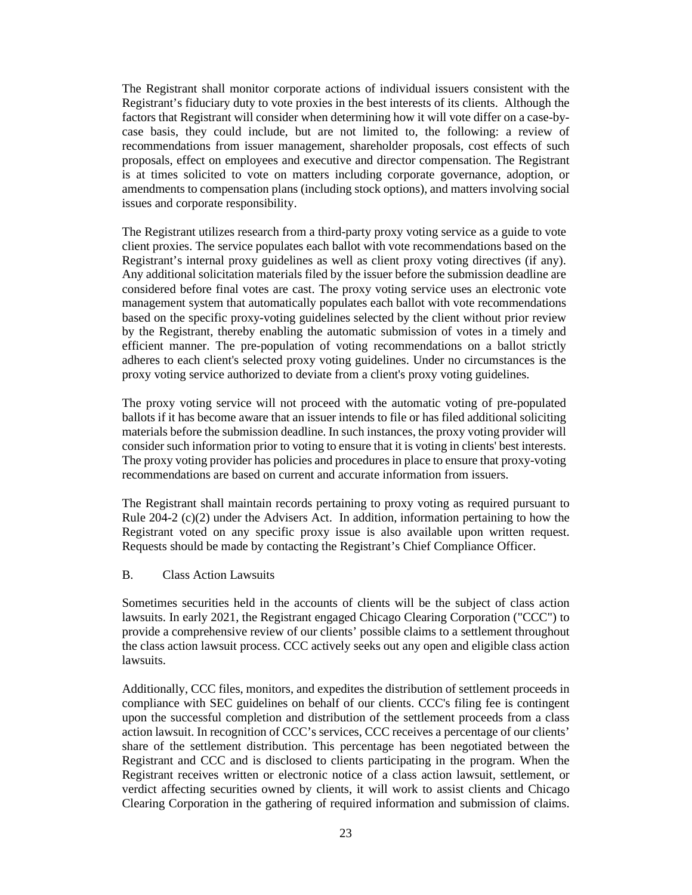The Registrant shall monitor corporate actions of individual issuers consistent with the Registrant's fiduciary duty to vote proxies in the best interests of its clients. Although the factors that Registrant will consider when determining how it will vote differ on a case-by-case basis, they could include, but are not limited to, the following: a review of recommendations from issuer management, shareholder proposals, cost effects of such proposals, effect on employees and executive and director compensation. The Registrant is at times solicited to vote on matters including corporate governance, adoption, or amendments to compensation plans (including stock options), and matters involving social issues and corporate responsibility.

The Registrant utilizes research from a third-party proxy voting service as a guide to vote client proxies. The service populates each ballot with vote recommendations based on the Registrant's internal proxy guidelines as well as client proxy voting directives (if any). Any additional solicitation materials filed by the issuer before the submission deadline are considered before final votes are cast. The proxy voting service uses an electronic vote management system that automatically populates each ballot with vote recommendations based on the specific proxy-voting guidelines selected by the client without prior review by the Registrant, thereby enabling the automatic submission of votes in a timely and efficient manner. The pre-population of voting recommendations on a ballot strictly adheres to each client's selected proxy voting guidelines. Under no circumstances is the proxy voting service authorized to deviate from a client's proxy voting guidelines.

The proxy voting service will not proceed with the automatic voting of pre-populated ballots if it has become aware that an issuer intends to file or has filed additional soliciting materials before the submission deadline. In such instances, the proxy voting provider will consider such information prior to voting to ensure that it is voting in clients' best interests. The proxy voting provider has policies and procedures in place to ensure that proxy-voting recommendations are based on current and accurate information from issuers.

The Registrant shall maintain records pertaining to proxy voting as required pursuant to Rule 204-2 (c)(2) under the Advisers Act. In addition, information pertaining to how the Registrant voted on any specific proxy issue is also available upon written request. Requests should be made by contacting the Registrant's Chief Compliance Officer.

B. Class Action Lawsuits

Sometimes securities held in the accounts of clients will be the subject of class action lawsuits. In early 2021, the Registrant engaged Chicago Clearing Corporation ("CCC") to provide a comprehensive review of our clients' possible claims to a settlement throughout the class action lawsuit process. CCC actively seeks out any open and eligible class action lawsuits.

Additionally, CCC files, monitors, and expedites the distribution of settlement proceeds in compliance with SEC guidelines on behalf of our clients. CCC's filing fee is contingent upon the successful completion and distribution of the settlement proceeds from a class action lawsuit. In recognition of CCC's services, CCC receives a percentage of our clients' share of the settlement distribution. This percentage has been negotiated between the Registrant and CCC and is disclosed to clients participating in the program. When the Registrant receives written or electronic notice of a class action lawsuit, settlement, or verdict affecting securities owned by clients, it will work to assist clients and Chicago Clearing Corporation in the gathering of required information and submission of claims.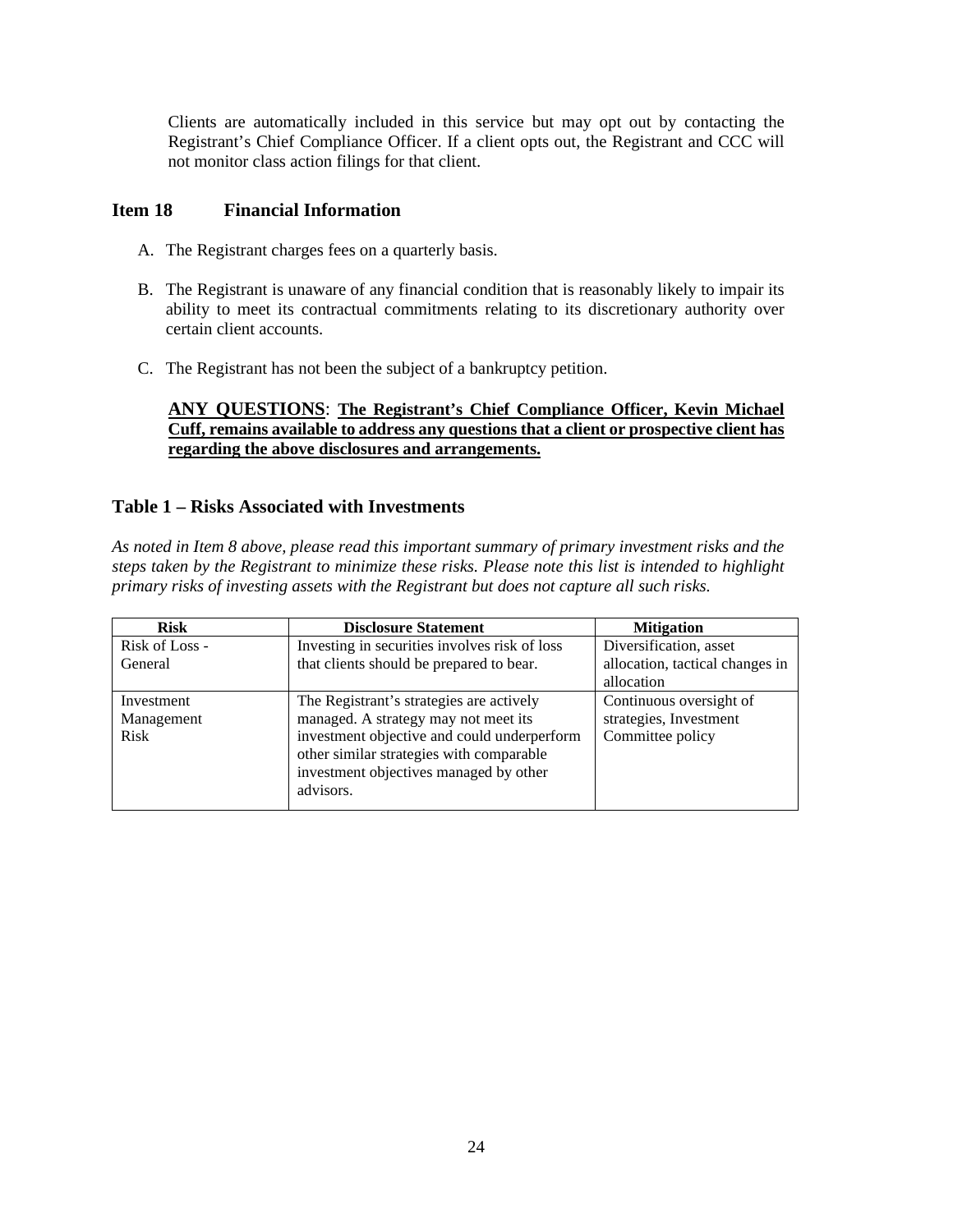Clients are automatically included in this service but may opt out by contacting the Registrant's Chief Compliance Officer. If a client opts out, the Registrant and CCC will not monitor class action filings for that client.

## Item 18 Financial Information

A. The Registrant charges fees on a quarterly basis.

B. The Registrant is unaware of any financial condition that is reasonably likely to impair its ability to meet its contractual commitments relating to its discretionary authority over certain client accounts.

C. The Registrant has not been the subject of a bankruptcy petition.

**ANY QUESTIONS**: **The Registrant's Chief Compliance Officer, Kevin Michael Cuff, remains available to address any questions that a client or prospective client has regarding the above disclosures and arrangements.**

## Table 1 – Risks Associated with Investments

*As noted in Item 8 above, please read this important summary of primary investment risks and the steps taken by the Registrant to minimize these risks. Please note this list is intended to highlight primary risks of investing assets with the Registrant but does not capture all such risks.*

| Risk | Disclosure Statement | Mitigation |
|---|---|---|
| Risk of Loss - General | Investing in securities involves risk of loss that clients should be prepared to bear. | Diversification, asset allocation, tactical changes in allocation |
| Investment Management Risk | The Registrant's strategies are actively managed. A strategy may not meet its investment objective and could underperform other similar strategies with comparable investment objectives managed by other advisors. | Continuous oversight of strategies, Investment Committee policy |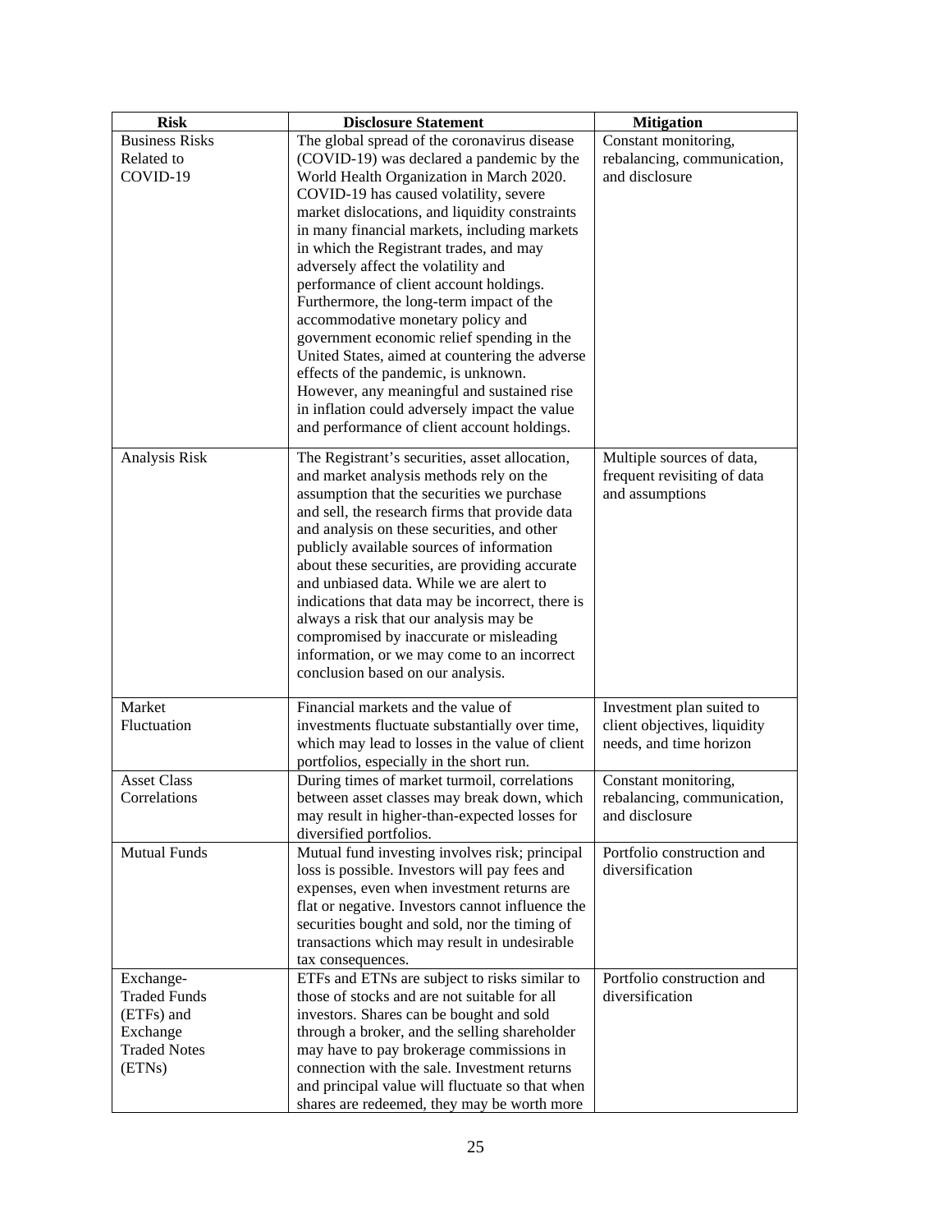| Risk | Disclosure Statement | Mitigation |
|---|---|---|
| Business Risks Related to COVID-19 | The global spread of the coronavirus disease (COVID-19) was declared a pandemic by the World Health Organization in March 2020. COVID-19 has caused volatility, severe market dislocations, and liquidity constraints in many financial markets, including markets in which the Registrant trades, and may adversely affect the volatility and performance of client account holdings. Furthermore, the long-term impact of the accommodative monetary policy and government economic relief spending in the United States, aimed at countering the adverse effects of the pandemic, is unknown. However, any meaningful and sustained rise in inflation could adversely impact the value and performance of client account holdings. | Constant monitoring, rebalancing, communication, and disclosure |
| Analysis Risk | The Registrant's securities, asset allocation, and market analysis methods rely on the assumption that the securities we purchase and sell, the research firms that provide data and analysis on these securities, and other publicly available sources of information about these securities, are providing accurate and unbiased data. While we are alert to indications that data may be incorrect, there is always a risk that our analysis may be compromised by inaccurate or misleading information, or we may come to an incorrect conclusion based on our analysis. | Multiple sources of data, frequent revisiting of data and assumptions |
| Market Fluctuation | Financial markets and the value of investments fluctuate substantially over time, which may lead to losses in the value of client portfolios, especially in the short run. | Investment plan suited to client objectives, liquidity needs, and time horizon |
| Asset Class Correlations | During times of market turmoil, correlations between asset classes may break down, which may result in higher-than-expected losses for diversified portfolios. | Constant monitoring, rebalancing, communication, and disclosure |
| Mutual Funds | Mutual fund investing involves risk; principal loss is possible. Investors will pay fees and expenses, even when investment returns are flat or negative. Investors cannot influence the securities bought and sold, nor the timing of transactions which may result in undesirable tax consequences. | Portfolio construction and diversification |
| Exchange-Traded Funds (ETFs) and Exchange Traded Notes (ETNs) | ETFs and ETNs are subject to risks similar to those of stocks and are not suitable for all investors. Shares can be bought and sold through a broker, and the selling shareholder may have to pay brokerage commissions in connection with the sale. Investment returns and principal value will fluctuate so that when shares are redeemed, they may be worth more | Portfolio construction and diversification |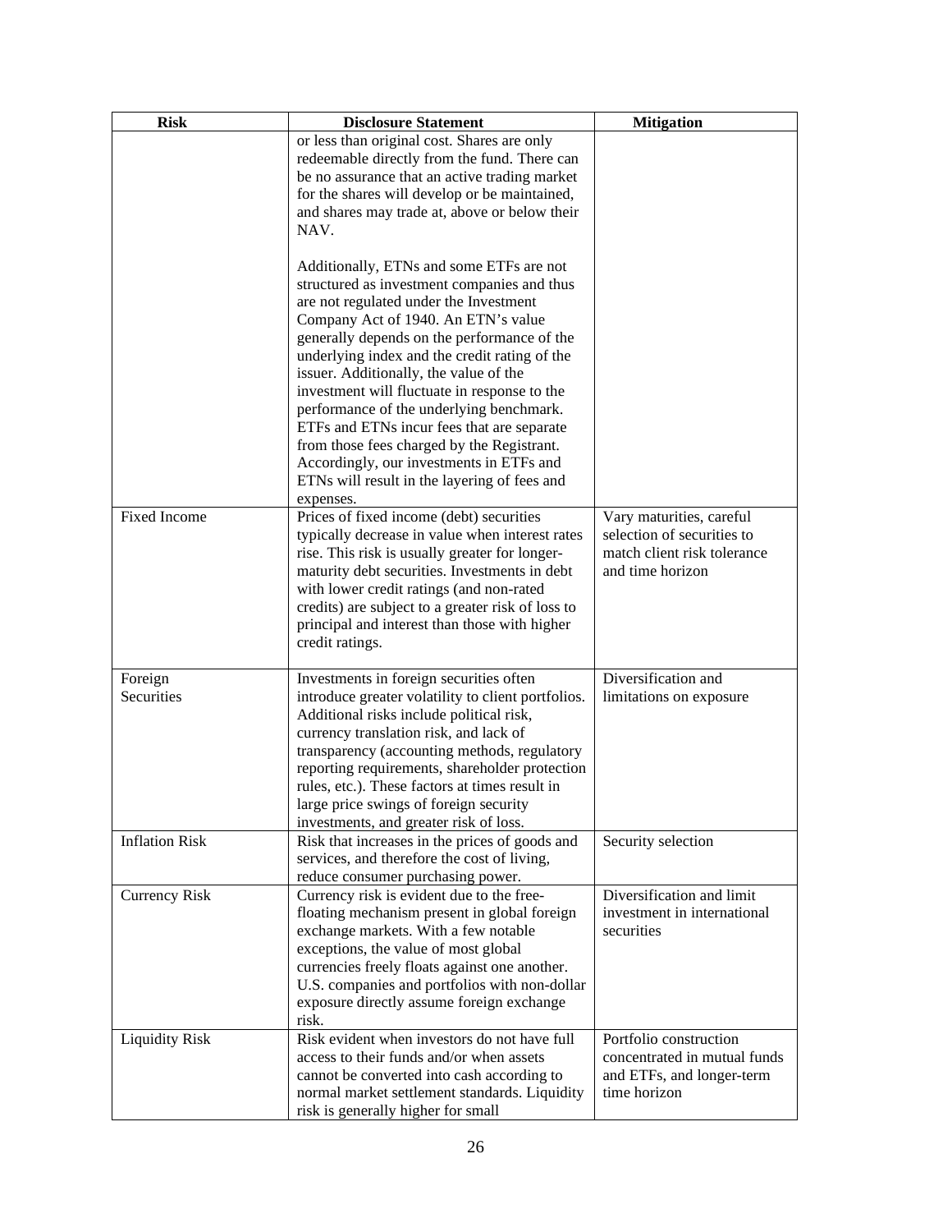| Risk | Disclosure Statement | Mitigation |
| --- | --- | --- |
| | or less than original cost. Shares are only redeemable directly from the fund. There can be no assurance that an active trading market for the shares will develop or be maintained, and shares may trade at, above or below their NAV.<br><br>Additionally, ETNs and some ETFs are not structured as investment companies and thus are not regulated under the Investment Company Act of 1940. An ETN's value generally depends on the performance of the underlying index and the credit rating of the issuer. Additionally, the value of the investment will fluctuate in response to the performance of the underlying benchmark. ETFs and ETNs incur fees that are separate from those fees charged by the Registrant. Accordingly, our investments in ETFs and ETNs will result in the layering of fees and expenses. | |
| Fixed Income | Prices of fixed income (debt) securities typically decrease in value when interest rates rise. This risk is usually greater for longer-maturity debt securities. Investments in debt with lower credit ratings (and non-rated credits) are subject to a greater risk of loss to principal and interest than those with higher credit ratings. | Vary maturities, careful selection of securities to match client risk tolerance and time horizon |
| Foreign Securities | Investments in foreign securities often introduce greater volatility to client portfolios. Additional risks include political risk, currency translation risk, and lack of transparency (accounting methods, regulatory reporting requirements, shareholder protection rules, etc.). These factors at times result in large price swings of foreign security investments, and greater risk of loss. | Diversification and limitations on exposure |
| Inflation Risk | Risk that increases in the prices of goods and services, and therefore the cost of living, reduce consumer purchasing power. | Security selection |
| Currency Risk | Currency risk is evident due to the free-floating mechanism present in global foreign exchange markets. With a few notable exceptions, the value of most global currencies freely floats against one another. U.S. companies and portfolios with non-dollar exposure directly assume foreign exchange risk. | Diversification and limit investment in international securities |
| Liquidity Risk | Risk evident when investors do not have full access to their funds and/or when assets cannot be converted into cash according to normal market settlement standards. Liquidity risk is generally higher for small | Portfolio construction concentrated in mutual funds and ETFs, and longer-term time horizon |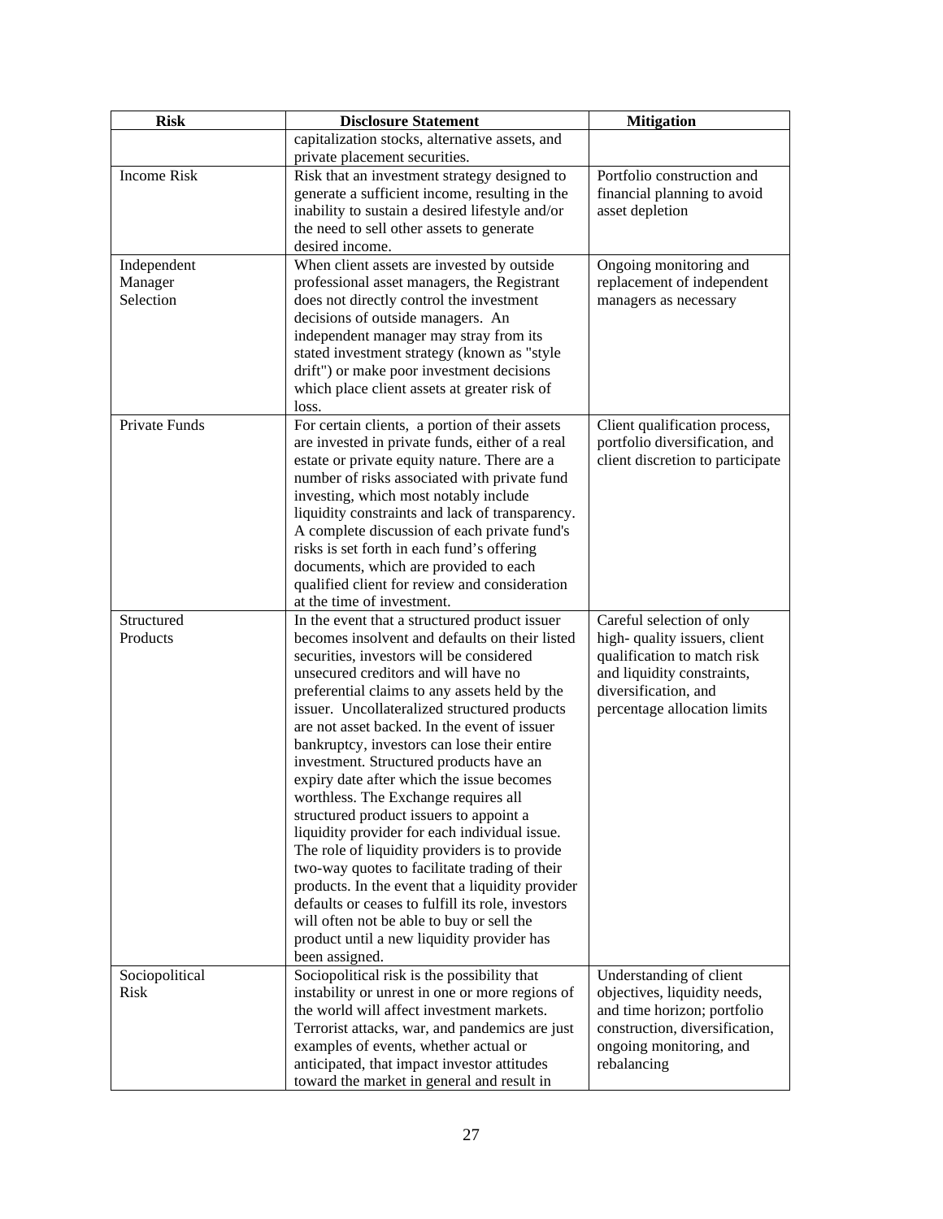| Risk | Disclosure Statement | Mitigation |
|---|---|---|
| | capitalization stocks, alternative assets, and private placement securities. | |
| Income Risk | Risk that an investment strategy designed to generate a sufficient income, resulting in the inability to sustain a desired lifestyle and/or the need to sell other assets to generate desired income. | Portfolio construction and financial planning to avoid asset depletion |
| Independent Manager Selection | When client assets are invested by outside professional asset managers, the Registrant does not directly control the investment decisions of outside managers. An independent manager may stray from its stated investment strategy (known as "style drift") or make poor investment decisions which place client assets at greater risk of loss. | Ongoing monitoring and replacement of independent managers as necessary |
| Private Funds | For certain clients, a portion of their assets are invested in private funds, either of a real estate or private equity nature. There are a number of risks associated with private fund investing, which most notably include liquidity constraints and lack of transparency. A complete discussion of each private fund's risks is set forth in each fund's offering documents, which are provided to each qualified client for review and consideration at the time of investment. | Client qualification process, portfolio diversification, and client discretion to participate |
| Structured Products | In the event that a structured product issuer becomes insolvent and defaults on their listed securities, investors will be considered unsecured creditors and will have no preferential claims to any assets held by the issuer. Uncollateralized structured products are not asset backed. In the event of issuer bankruptcy, investors can lose their entire investment. Structured products have an expiry date after which the issue becomes worthless. The Exchange requires all structured product issuers to appoint a liquidity provider for each individual issue. The role of liquidity providers is to provide two-way quotes to facilitate trading of their products. In the event that a liquidity provider defaults or ceases to fulfill its role, investors will often not be able to buy or sell the product until a new liquidity provider has been assigned. | Careful selection of only high- quality issuers, client qualification to match risk and liquidity constraints, diversification, and percentage allocation limits |
| Sociopolitical Risk | Sociopolitical risk is the possibility that instability or unrest in one or more regions of the world will affect investment markets. Terrorist attacks, war, and pandemics are just examples of events, whether actual or anticipated, that impact investor attitudes toward the market in general and result in | Understanding of client objectives, liquidity needs, and time horizon; portfolio construction, diversification, ongoing monitoring, and rebalancing |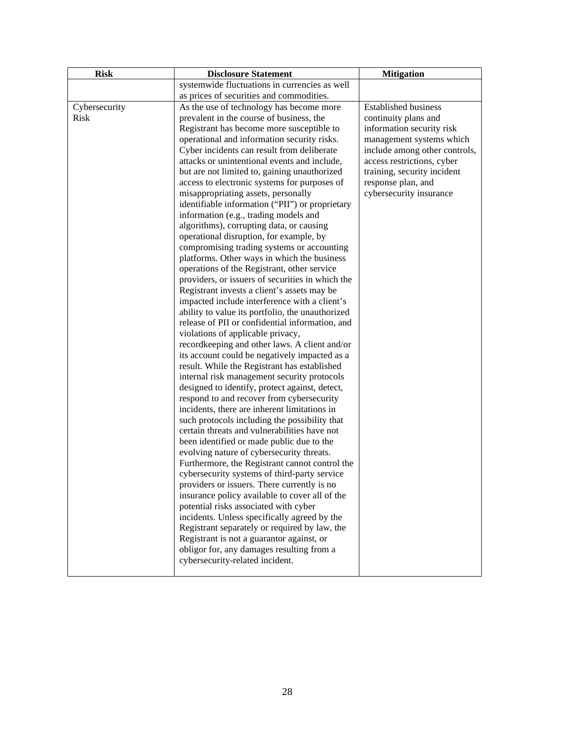| Risk | Disclosure Statement | Mitigation |
|---|---|---|
| | systemwide fluctuations in currencies as well as prices of securities and commodities. | |
| Cybersecurity Risk | As the use of technology has become more prevalent in the course of business, the Registrant has become more susceptible to operational and information security risks. Cyber incidents can result from deliberate attacks or unintentional events and include, but are not limited to, gaining unauthorized access to electronic systems for purposes of misappropriating assets, personally identifiable information ("PII") or proprietary information (e.g., trading models and algorithms), corrupting data, or causing operational disruption, for example, by compromising trading systems or accounting platforms. Other ways in which the business operations of the Registrant, other service providers, or issuers of securities in which the Registrant invests a client's assets may be impacted include interference with a client's ability to value its portfolio, the unauthorized release of PII or confidential information, and violations of applicable privacy, recordkeeping and other laws. A client and/or its account could be negatively impacted as a result. While the Registrant has established internal risk management security protocols designed to identify, protect against, detect, respond to and recover from cybersecurity incidents, there are inherent limitations in such protocols including the possibility that certain threats and vulnerabilities have not been identified or made public due to the evolving nature of cybersecurity threats. Furthermore, the Registrant cannot control the cybersecurity systems of third-party service providers or issuers. There currently is no insurance policy available to cover all of the potential risks associated with cyber incidents. Unless specifically agreed by the Registrant separately or required by law, the Registrant is not a guarantor against, or obligor for, any damages resulting from a cybersecurity-related incident. | Established business continuity plans and information security risk management systems which include among other controls, access restrictions, cyber training, security incident response plan, and cybersecurity insurance |